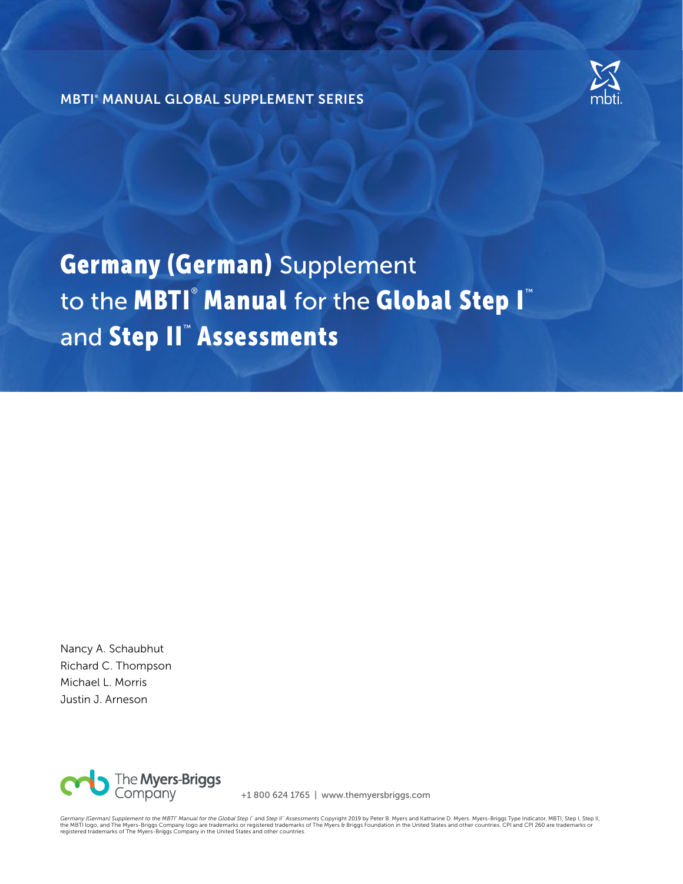MBTI® MANUAL GLOBAL SUPPLEMENT SERIES

# **Germany (German)** Supplement to the **MBTI® Manual** for the **Global Step I™** and **Step II™ Assessments**

Nancy A. Schaubhut
Richard C. Thompson
Michael L. Morris
Justin J. Arneson

The Myers-Briggs Company

+1 800 624 1765 | www.themyersbriggs.com

*Germany (German) Supplement to the MBTI® Manual for the Global Step I™ and Step II™ Assessments* Copyright 2019 by Peter B. Myers and Katharine D. Myers. Myers-Briggs Type Indicator, MBTI, Step I, Step II, the MBTI logo, and The Myers-Briggs Company logo are trademarks or registered trademarks of The Myers & Briggs Foundation in the United States and other countries. CPI and CPI 260 are trademarks or registered trademarks of The Myers-Briggs Company in the United States and other countries.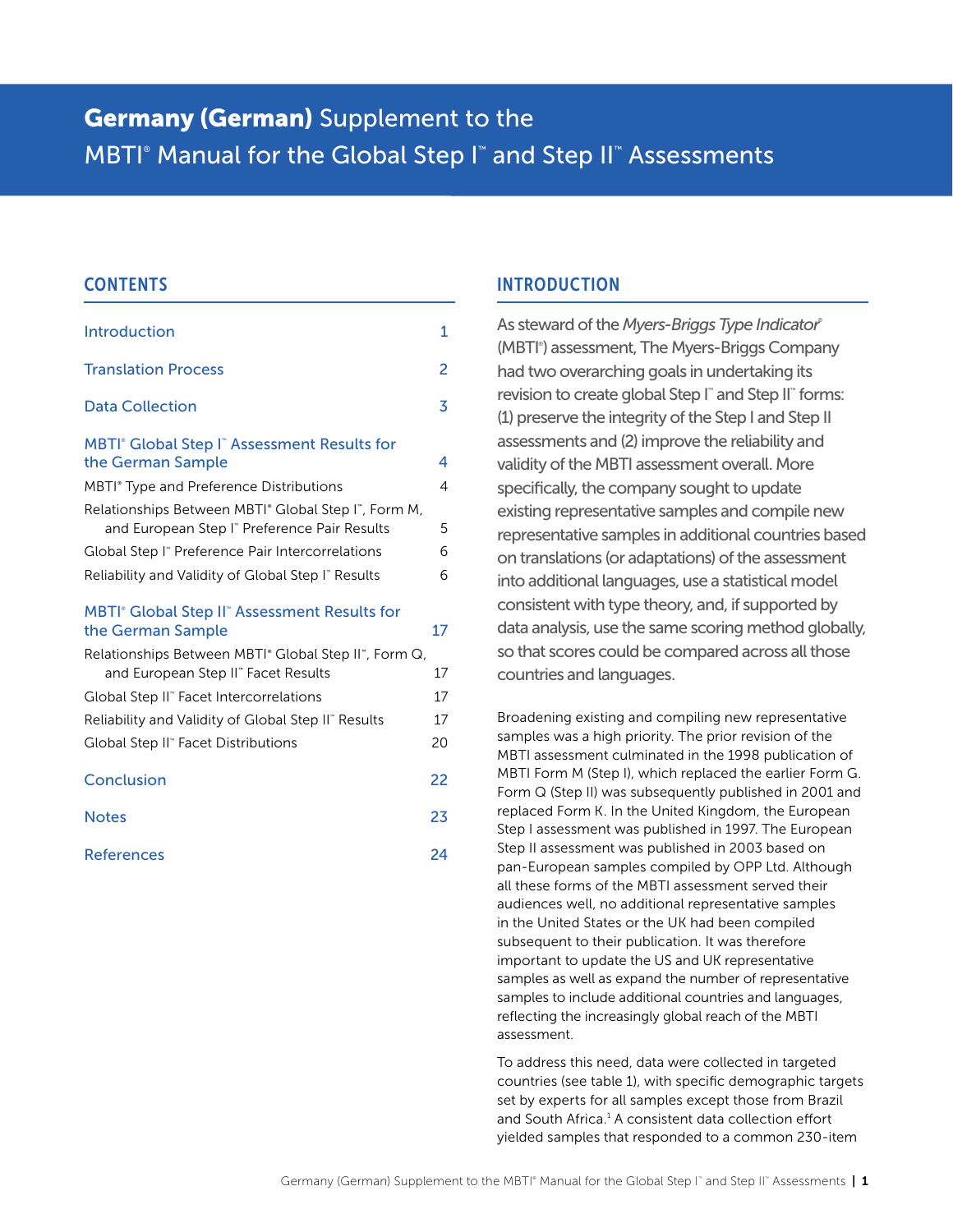# **Germany (German)** Supplement to the MBTI® Manual for the Global Step I™ and Step II™ Assessments

## CONTENTS

| | |
|---|---|
| Introduction | 1 |
| Translation Process | 2 |
| Data Collection | 3 |
| MBTI® Global Step I™ Assessment Results for the German Sample | 4 |
| MBTI® Type and Preference Distributions | 4 |
| Relationships Between MBTI® Global Step I™, Form M, and European Step I™ Preference Pair Results | 5 |
| Global Step I™ Preference Pair Intercorrelations | 6 |
| Reliability and Validity of Global Step I™ Results | 6 |
| MBTI® Global Step II™ Assessment Results for the German Sample | 17 |
| Relationships Between MBTI® Global Step II™, Form Q, and European Step II™ Facet Results | 17 |
| Global Step II™ Facet Intercorrelations | 17 |
| Reliability and Validity of Global Step II™ Results | 17 |
| Global Step II™ Facet Distributions | 20 |
| Conclusion | 22 |
| Notes | 23 |
| References | 24 |

## INTRODUCTION

As steward of the *Myers-Briggs Type Indicator*® (MBTI®) assessment, The Myers-Briggs Company had two overarching goals in undertaking its revision to create global Step I™ and Step II™ forms: (1) preserve the integrity of the Step I and Step II assessments and (2) improve the reliability and validity of the MBTI assessment overall. More specifically, the company sought to update existing representative samples and compile new representative samples in additional countries based on translations (or adaptations) of the assessment into additional languages, use a statistical model consistent with type theory, and, if supported by data analysis, use the same scoring method globally, so that scores could be compared across all those countries and languages.

Broadening existing and compiling new representative samples was a high priority. The prior revision of the MBTI assessment culminated in the 1998 publication of MBTI Form M (Step I), which replaced the earlier Form G. Form Q (Step II) was subsequently published in 2001 and replaced Form K. In the United Kingdom, the European Step I assessment was published in 1997. The European Step II assessment was published in 2003 based on pan-European samples compiled by OPP Ltd. Although all these forms of the MBTI assessment served their audiences well, no additional representative samples in the United States or the UK had been compiled subsequent to their publication. It was therefore important to update the US and UK representative samples as well as expand the number of representative samples to include additional countries and languages, reflecting the increasingly global reach of the MBTI assessment.

To address this need, data were collected in targeted countries (see table 1), with specific demographic targets set by experts for all samples except those from Brazil and South Africa.[1] A consistent data collection effort yielded samples that responded to a common 230-item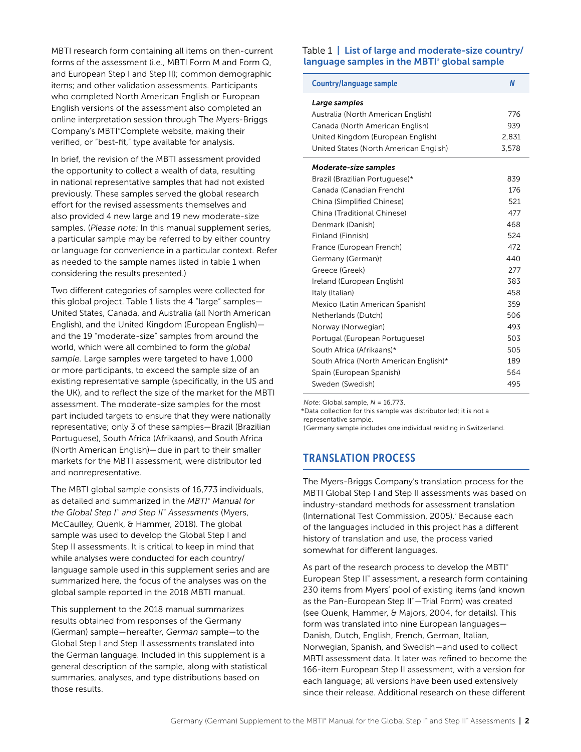MBTI research form containing all items on then-current forms of the assessment (i.e., MBTI Form M and Form Q, and European Step I and Step II); common demographic items; and other validation assessments. Participants who completed North American English or European English versions of the assessment also completed an online interpretation session through The Myers-Briggs Company's MBTI®Complete website, making their verified, or "best-fit," type available for analysis.

In brief, the revision of the MBTI assessment provided the opportunity to collect a wealth of data, resulting in national representative samples that had not existed previously. These samples served the global research effort for the revised assessments themselves and also provided 4 new large and 19 new moderate-size samples. (*Please note:* In this manual supplement series, a particular sample may be referred to by either country or language for convenience in a particular context. Refer as needed to the sample names listed in table 1 when considering the results presented.)

Two different categories of samples were collected for this global project. Table 1 lists the 4 "large" samples—United States, Canada, and Australia (all North American English), and the United Kingdom (European English)—and the 19 "moderate-size" samples from around the world, which were all combined to form the *global sample.* Large samples were targeted to have 1,000 or more participants, to exceed the sample size of an existing representative sample (specifically, in the US and the UK), and to reflect the size of the market for the MBTI assessment. The moderate-size samples for the most part included targets to ensure that they were nationally representative; only 3 of these samples—Brazil (Brazilian Portuguese), South Africa (Afrikaans), and South Africa (North American English)—due in part to their smaller markets for the MBTI assessment, were distributor led and nonrepresentative.

The MBTI global sample consists of 16,773 individuals, as detailed and summarized in the *MBTI® Manual for the Global Step I™ and Step II™ Assessments* (Myers, McCaulley, Quenk, & Hammer, 2018). The global sample was used to develop the Global Step I and Step II assessments. It is critical to keep in mind that while analyses were conducted for each country/language sample used in this supplement series and are summarized here, the focus of the analyses was on the global sample reported in the 2018 MBTI manual.

This supplement to the 2018 manual summarizes results obtained from responses of the Germany (German) sample—hereafter, *German* sample—to the Global Step I and Step II assessments translated into the German language. Included in this supplement is a general description of the sample, along with statistical summaries, analyses, and type distributions based on those results.

Table 1 | **List of large and moderate-size country/language samples in the MBTI® global sample**

| Country/language sample | *N* |
|---|---|
| ***Large samples*** | |
| Australia (North American English) | 776 |
| Canada (North American English) | 939 |
| United Kingdom (European English) | 2,831 |
| United States (North American English) | 3,578 |
| ***Moderate-size samples*** | |
| Brazil (Brazilian Portuguese)* | 839 |
| Canada (Canadian French) | 176 |
| China (Simplified Chinese) | 521 |
| China (Traditional Chinese) | 477 |
| Denmark (Danish) | 468 |
| Finland (Finnish) | 524 |
| France (European French) | 472 |
| Germany (German)† | 440 |
| Greece (Greek) | 277 |
| Ireland (European English) | 383 |
| Italy (Italian) | 458 |
| Mexico (Latin American Spanish) | 359 |
| Netherlands (Dutch) | 506 |
| Norway (Norwegian) | 493 |
| Portugal (European Portuguese) | 503 |
| South Africa (Afrikaans)* | 505 |
| South Africa (North American English)* | 189 |
| Spain (European Spanish) | 564 |
| Sweden (Swedish) | 495 |

*Note:* Global sample, *N* = 16,773.
*Data collection for this sample was distributor led; it is not a representative sample.
†Germany sample includes one individual residing in Switzerland.

## TRANSLATION PROCESS

The Myers-Briggs Company's translation process for the MBTI Global Step I and Step II assessments was based on industry-standard methods for assessment translation (International Test Commission, 2005).[2] Because each of the languages included in this project has a different history of translation and use, the process varied somewhat for different languages.

As part of the research process to develop the MBTI® European Step II™ assessment, a research form containing 230 items from Myers' pool of existing items (and known as the Pan-European Step II™—Trial Form) was created (see Quenk, Hammer, & Majors, 2004, for details). This form was translated into nine European languages—Danish, Dutch, English, French, German, Italian, Norwegian, Spanish, and Swedish—and used to collect MBTI assessment data. It later was refined to become the 166-item European Step II assessment, with a version for each language; all versions have been used extensively since their release. Additional research on these different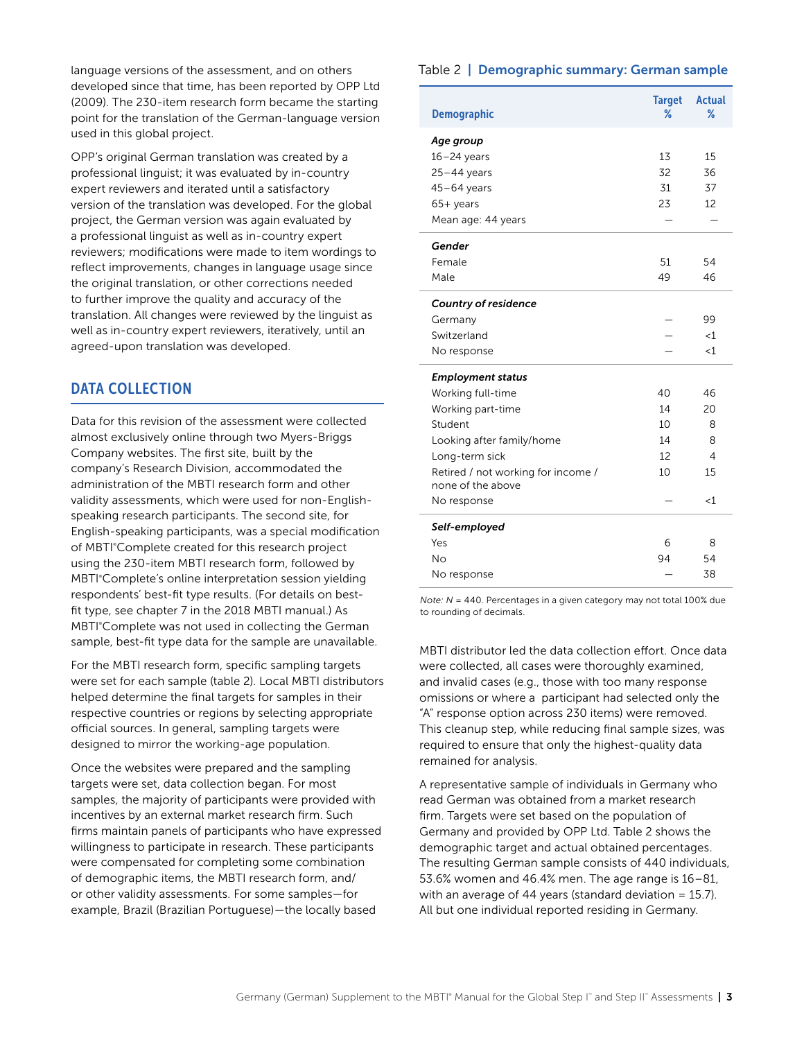language versions of the assessment, and on others developed since that time, has been reported by OPP Ltd (2009). The 230-item research form became the starting point for the translation of the German-language version used in this global project.

OPP's original German translation was created by a professional linguist; it was evaluated by in-country expert reviewers and iterated until a satisfactory version of the translation was developed. For the global project, the German version was again evaluated by a professional linguist as well as in-country expert reviewers; modifications were made to item wordings to reflect improvements, changes in language usage since the original translation, or other corrections needed to further improve the quality and accuracy of the translation. All changes were reviewed by the linguist as well as in-country expert reviewers, iteratively, until an agreed-upon translation was developed.

## DATA COLLECTION

Data for this revision of the assessment were collected almost exclusively online through two Myers-Briggs Company websites. The first site, built by the company's Research Division, accommodated the administration of the MBTI research form and other validity assessments, which were used for non-English-speaking research participants. The second site, for English-speaking participants, was a special modification of MBTI®Complete created for this research project using the 230-item MBTI research form, followed by MBTI®Complete's online interpretation session yielding respondents' best-fit type results. (For details on best-fit type, see chapter 7 in the 2018 MBTI manual.) As MBTI®Complete was not used in collecting the German sample, best-fit type data for the sample are unavailable.

For the MBTI research form, specific sampling targets were set for each sample (table 2). Local MBTI distributors helped determine the final targets for samples in their respective countries or regions by selecting appropriate official sources. In general, sampling targets were designed to mirror the working-age population.

Once the websites were prepared and the sampling targets were set, data collection began. For most samples, the majority of participants were provided with incentives by an external market research firm. Such firms maintain panels of participants who have expressed willingness to participate in research. These participants were compensated for completing some combination of demographic items, the MBTI research form, and/or other validity assessments. For some samples—for example, Brazil (Brazilian Portuguese)—the locally based MBTI distributor led the data collection effort. Once data were collected, all cases were thoroughly examined, and invalid cases (e.g., those with too many response omissions or where a participant had selected only the "A" response option across 230 items) were removed. This cleanup step, while reducing final sample sizes, was required to ensure that only the highest-quality data remained for analysis.

A representative sample of individuals in Germany who read German was obtained from a market research firm. Targets were set based on the population of Germany and provided by OPP Ltd. Table 2 shows the demographic target and actual obtained percentages. The resulting German sample consists of 440 individuals, 53.6% women and 46.4% men. The age range is 16–81, with an average of 44 years (standard deviation = 15.7). All but one individual reported residing in Germany.

Table 2 | **Demographic summary: German sample**

| Demographic | Target % | Actual % |
|---|---|---|
| ***Age group*** | | |
| 16–24 years | 13 | 15 |
| 25–44 years | 32 | 36 |
| 45–64 years | 31 | 37 |
| 65+ years | 23 | 12 |
| Mean age: 44 years | — | — |
| ***Gender*** | | |
| Female | 51 | 54 |
| Male | 49 | 46 |
| ***Country of residence*** | | |
| Germany | — | 99 |
| Switzerland | — | <1 |
| No response | — | <1 |
| ***Employment status*** | | |
| Working full-time | 40 | 46 |
| Working part-time | 14 | 20 |
| Student | 10 | 8 |
| Looking after family/home | 14 | 8 |
| Long-term sick | 12 | 4 |
| Retired / not working for income / none of the above | 10 | 15 |
| No response | — | <1 |
| ***Self-employed*** | | |
| Yes | 6 | 8 |
| No | 94 | 54 |
| No response | — | 38 |

*Note: N* = 440. Percentages in a given category may not total 100% due to rounding of decimals.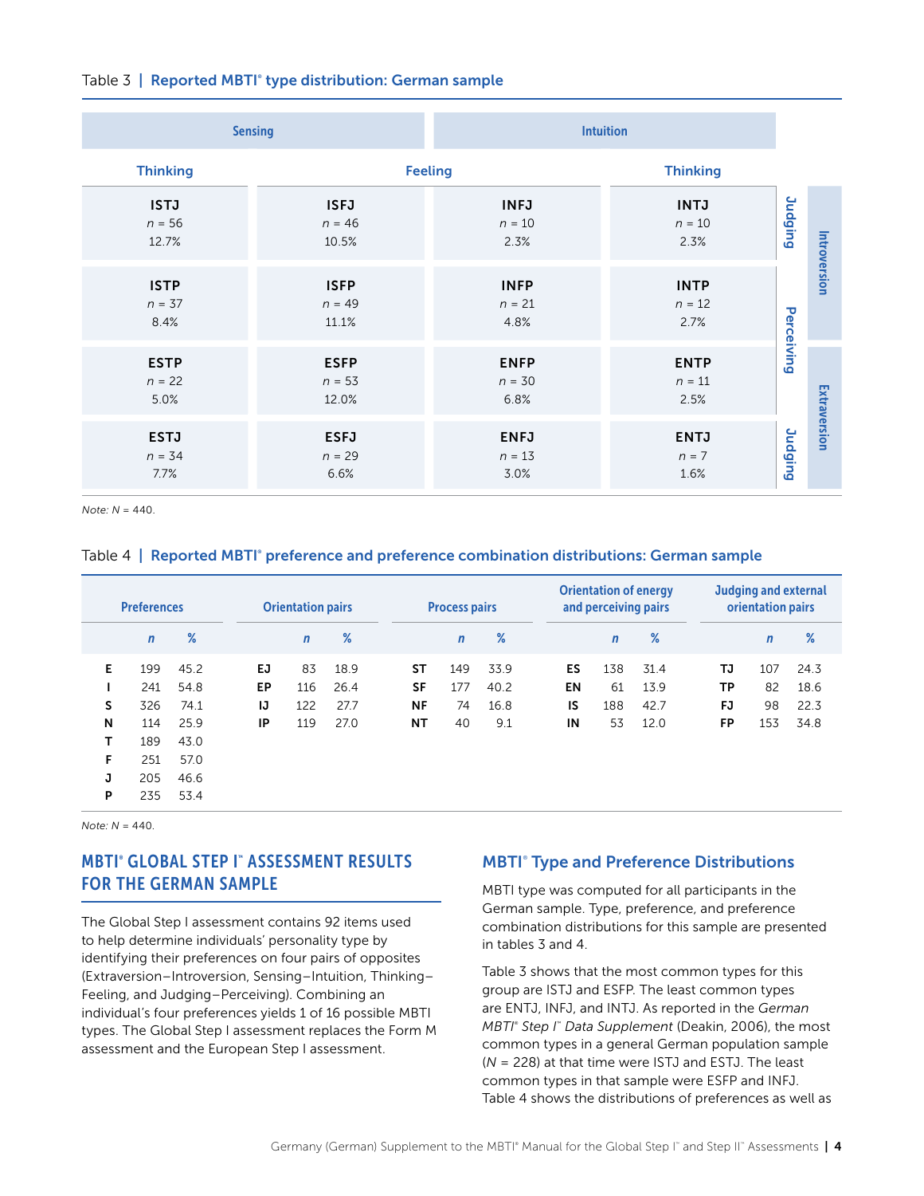Table 3 | **Reported MBTI® type distribution: German sample**

| | Sensing | | Intuition | | |
|---|---|---|---|---|---|
| | Thinking | Feeling | Feeling | Thinking | |
| **Introversion** | **ISTJ** n = 56 12.7% | **ISFJ** n = 46 10.5% | **INFJ** n = 10 2.3% | **INTJ** n = 10 2.3% | Judging |
| **Introversion** | **ISTP** n = 37 8.4% | **ISFP** n = 49 11.1% | **INFP** n = 21 4.8% | **INTP** n = 12 2.7% | Perceiving |
| **Extraversion** | **ESTP** n = 22 5.0% | **ESFP** n = 53 12.0% | **ENFP** n = 30 6.8% | **ENTP** n = 11 2.5% | Perceiving |
| **Extraversion** | **ESTJ** n = 34 7.7% | **ESFJ** n = 29 6.6% | **ENFJ** n = 13 3.0% | **ENTJ** n = 7 1.6% | Judging |

*Note: N* = 440.

Table 4 | **Reported MBTI® preference and preference combination distributions: German sample**

| Preferences | | | Orientation pairs | | | Process pairs | | | Orientation of energy and perceiving pairs | | | Judging and external orientation pairs | | |
|---|---|---|---|---|---|---|---|---|---|---|---|---|---|---|
| | *n* | % | | *n* | % | | *n* | % | | *n* | % | | *n* | % |
| **E** | 199 | 45.2 | **EJ** | 83 | 18.9 | **ST** | 149 | 33.9 | **ES** | 138 | 31.4 | **TJ** | 107 | 24.3 |
| **I** | 241 | 54.8 | **EP** | 116 | 26.4 | **SF** | 177 | 40.2 | **EN** | 61 | 13.9 | **TP** | 82 | 18.6 |
| **S** | 326 | 74.1 | **IJ** | 122 | 27.7 | **NF** | 74 | 16.8 | **IS** | 188 | 42.7 | **FJ** | 98 | 22.3 |
| **N** | 114 | 25.9 | **IP** | 119 | 27.0 | **NT** | 40 | 9.1 | **IN** | 53 | 12.0 | **FP** | 153 | 34.8 |
| **T** | 189 | 43.0 | | | | | | | | | | | | |
| **F** | 251 | 57.0 | | | | | | | | | | | | |
| **J** | 205 | 46.6 | | | | | | | | | | | | |
| **P** | 235 | 53.4 | | | | | | | | | | | | |

*Note: N* = 440.

## MBTI® GLOBAL STEP I™ ASSESSMENT RESULTS FOR THE GERMAN SAMPLE

The Global Step I assessment contains 92 items used to help determine individuals' personality type by identifying their preferences on four pairs of opposites (Extraversion–Introversion, Sensing–Intuition, Thinking–Feeling, and Judging–Perceiving). Combining an individual's four preferences yields 1 of 16 possible MBTI types. The Global Step I assessment replaces the Form M assessment and the European Step I assessment.

### MBTI® Type and Preference Distributions

MBTI type was computed for all participants in the German sample. Type, preference, and preference combination distributions for this sample are presented in tables 3 and 4.

Table 3 shows that the most common types for this group are ISTJ and ESFP. The least common types are ENTJ, INFJ, and INTJ. As reported in the *German MBTI® Step I™ Data Supplement* (Deakin, 2006), the most common types in a general German population sample (*N* = 228) at that time were ISTJ and ESTJ. The least common types in that sample were ESFP and INFJ. Table 4 shows the distributions of preferences as well as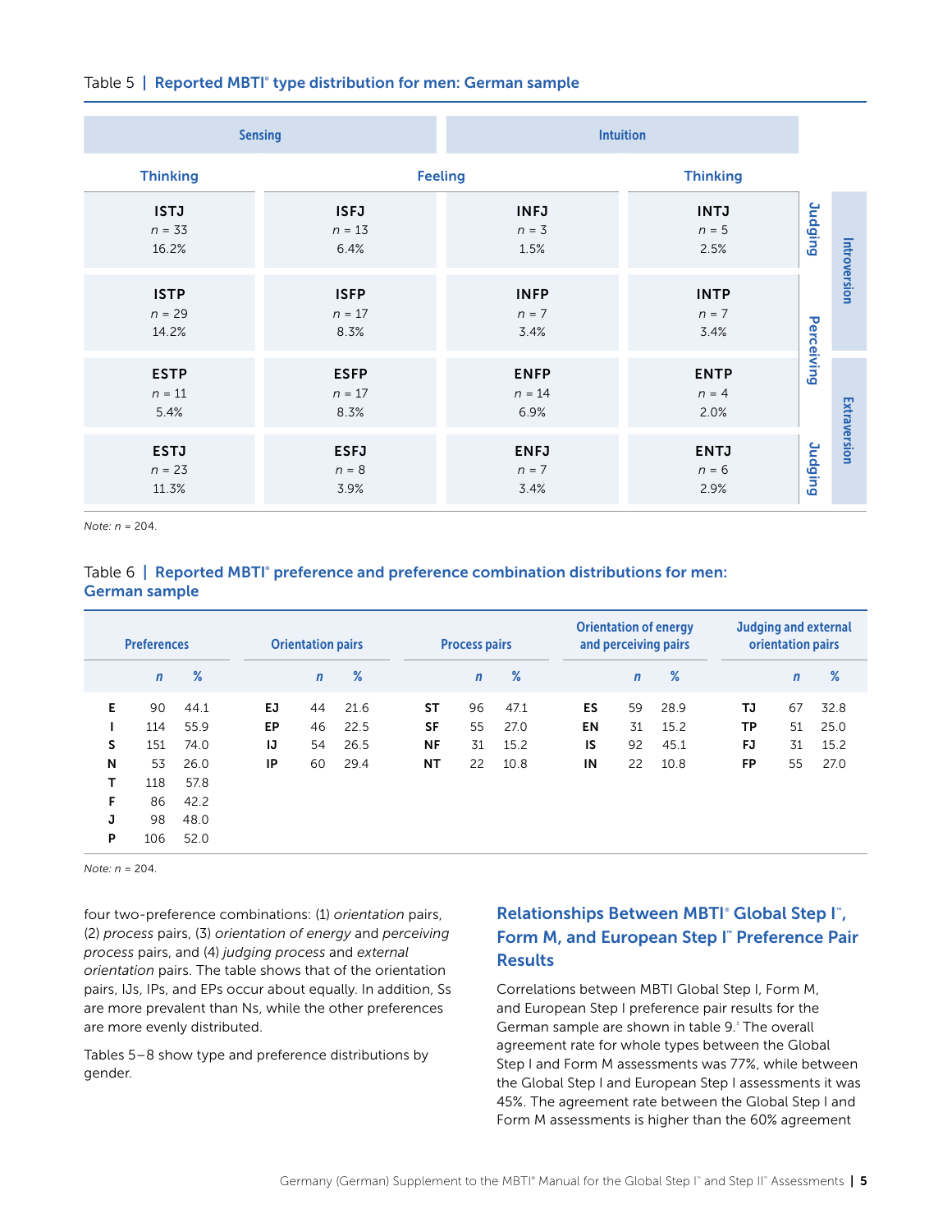Table 5 | **Reported MBTI® type distribution for men: German sample**

| Sensing | | Intuition | | | |
|---|---|---|---|---|---|
| Thinking | Feeling | Feeling | Thinking | | |
| ISTJ<br>*n* = 33<br>16.2% | ISFJ<br>*n* = 13<br>6.4% | INFJ<br>*n* = 3<br>1.5% | INTJ<br>*n* = 5<br>2.5% | Judging | Introversion |
| ISTP<br>*n* = 29<br>14.2% | ISFP<br>*n* = 17<br>8.3% | INFP<br>*n* = 7<br>3.4% | INTP<br>*n* = 7<br>3.4% | Perceiving | Introversion |
| ESTP<br>*n* = 11<br>5.4% | ESFP<br>*n* = 17<br>8.3% | ENFP<br>*n* = 14<br>6.9% | ENTP<br>*n* = 4<br>2.0% | Perceiving | Extraversion |
| ESTJ<br>*n* = 23<br>11.3% | ESFJ<br>*n* = 8<br>3.9% | ENFJ<br>*n* = 7<br>3.4% | ENTJ<br>*n* = 6<br>2.9% | Judging | Extraversion |

*Note: n* = 204.

Table 6 | **Reported MBTI® preference and preference combination distributions for men: German sample**

| Preferences | | | Orientation pairs | | | Process pairs | | | Orientation of energy and perceiving pairs | | | Judging and external orientation pairs | | |
|---|---|---|---|---|---|---|---|---|---|---|---|---|---|---|
| | *n* | % | | *n* | % | | *n* | % | | *n* | % | | *n* | % |
| **E** | 90 | 44.1 | **EJ** | 44 | 21.6 | **ST** | 96 | 47.1 | **ES** | 59 | 28.9 | **TJ** | 67 | 32.8 |
| **I** | 114 | 55.9 | **EP** | 46 | 22.5 | **SF** | 55 | 27.0 | **EN** | 31 | 15.2 | **TP** | 51 | 25.0 |
| **S** | 151 | 74.0 | **IJ** | 54 | 26.5 | **NF** | 31 | 15.2 | **IS** | 92 | 45.1 | **FJ** | 31 | 15.2 |
| **N** | 53 | 26.0 | **IP** | 60 | 29.4 | **NT** | 22 | 10.8 | **IN** | 22 | 10.8 | **FP** | 55 | 27.0 |
| **T** | 118 | 57.8 | | | | | | | | | | | | |
| **F** | 86 | 42.2 | | | | | | | | | | | | |
| **J** | 98 | 48.0 | | | | | | | | | | | | |
| **P** | 106 | 52.0 | | | | | | | | | | | | |

*Note: n* = 204.

four two-preference combinations: (1) *orientation* pairs, (2) *process* pairs, (3) *orientation of energy* and *perceiving process* pairs, and (4) *judging process* and *external orientation* pairs. The table shows that of the orientation pairs, IJs, IPs, and EPs occur about equally. In addition, Ss are more prevalent than Ns, while the other preferences are more evenly distributed.

Tables 5–8 show type and preference distributions by gender.

## Relationships Between MBTI® Global Step I™, Form M, and European Step I™ Preference Pair Results

Correlations between MBTI Global Step I, Form M, and European Step I preference pair results for the German sample are shown in table 9.[3] The overall agreement rate for whole types between the Global Step I and Form M assessments was 77%, while between the Global Step I and European Step I assessments it was 45%. The agreement rate between the Global Step I and Form M assessments is higher than the 60% agreement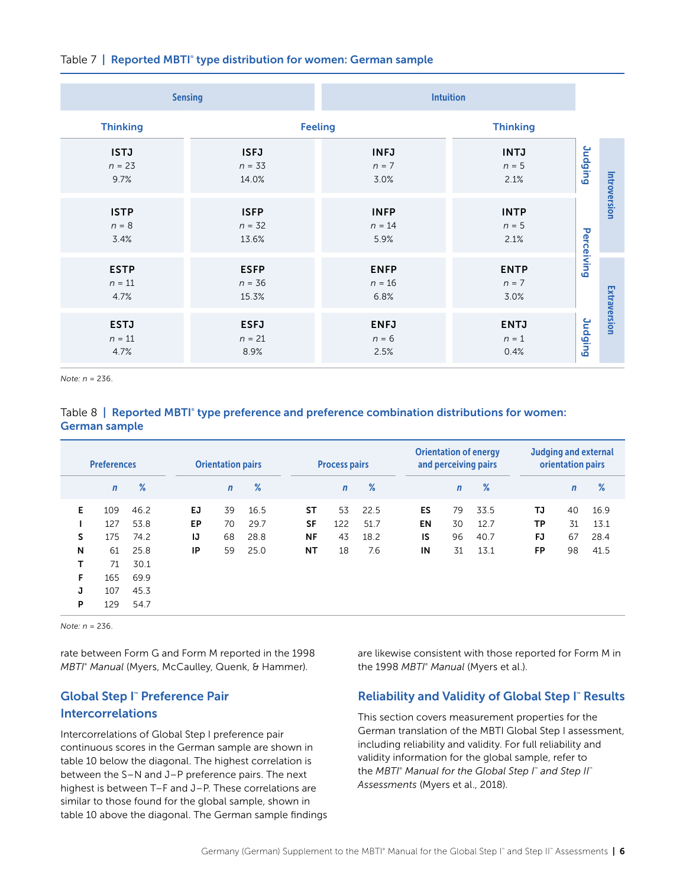Table 7 | **Reported MBTI® type distribution for women: German sample**

| | Sensing | | Intuition | | | |
|---|---|---|---|---|---|---|
| | Thinking | Feeling | Feeling | Thinking | | |
| | ISTJ<br>*n* = 23<br>9.7% | ISFJ<br>*n* = 33<br>14.0% | INFJ<br>*n* = 7<br>3.0% | INTJ<br>*n* = 5<br>2.1% | Judging | Introversion |
| | ISTP<br>*n* = 8<br>3.4% | ISFP<br>*n* = 32<br>13.6% | INFP<br>*n* = 14<br>5.9% | INTP<br>*n* = 5<br>2.1% | Perceiving | Introversion |
| | ESTP<br>*n* = 11<br>4.7% | ESFP<br>*n* = 36<br>15.3% | ENFP<br>*n* = 16<br>6.8% | ENTP<br>*n* = 7<br>3.0% | Perceiving | Extraversion |
| | ESTJ<br>*n* = 11<br>4.7% | ESFJ<br>*n* = 21<br>8.9% | ENFJ<br>*n* = 6<br>2.5% | ENTJ<br>*n* = 1<br>0.4% | Judging | Extraversion |

*Note: n* = 236.

Table 8 | **Reported MBTI® type preference and preference combination distributions for women: German sample**

| Preferences | | | Orientation pairs | | | Process pairs | | | Orientation of energy and perceiving pairs | | | Judging and external orientation pairs | | |
|---|---|---|---|---|---|---|---|---|---|---|---|---|---|---|
| | *n* | % | | *n* | % | | *n* | % | | *n* | % | | *n* | % |
| **E** | 109 | 46.2 | **EJ** | 39 | 16.5 | **ST** | 53 | 22.5 | **ES** | 79 | 33.5 | **TJ** | 40 | 16.9 |
| **I** | 127 | 53.8 | **EP** | 70 | 29.7 | **SF** | 122 | 51.7 | **EN** | 30 | 12.7 | **TP** | 31 | 13.1 |
| **S** | 175 | 74.2 | **IJ** | 68 | 28.8 | **NF** | 43 | 18.2 | **IS** | 96 | 40.7 | **FJ** | 67 | 28.4 |
| **N** | 61 | 25.8 | **IP** | 59 | 25.0 | **NT** | 18 | 7.6 | **IN** | 31 | 13.1 | **FP** | 98 | 41.5 |
| **T** | 71 | 30.1 | | | | | | | | | | | | |
| **F** | 165 | 69.9 | | | | | | | | | | | | |
| **J** | 107 | 45.3 | | | | | | | | | | | | |
| **P** | 129 | 54.7 | | | | | | | | | | | | |

*Note: n* = 236.

rate between Form G and Form M reported in the 1998 *MBTI® Manual* (Myers, McCaulley, Quenk, & Hammer).

## Global Step I™ Preference Pair Intercorrelations

Intercorrelations of Global Step I preference pair continuous scores in the German sample are shown in table 10 below the diagonal. The highest correlation is between the S–N and J–P preference pairs. The next highest is between T–F and J–P. These correlations are similar to those found for the global sample, shown in table 10 above the diagonal. The German sample findings are likewise consistent with those reported for Form M in the 1998 *MBTI® Manual* (Myers et al.).

## Reliability and Validity of Global Step I™ Results

This section covers measurement properties for the German translation of the MBTI Global Step I assessment, including reliability and validity. For full reliability and validity information for the global sample, refer to the *MBTI® Manual for the Global Step I™ and Step II™ Assessments* (Myers et al., 2018).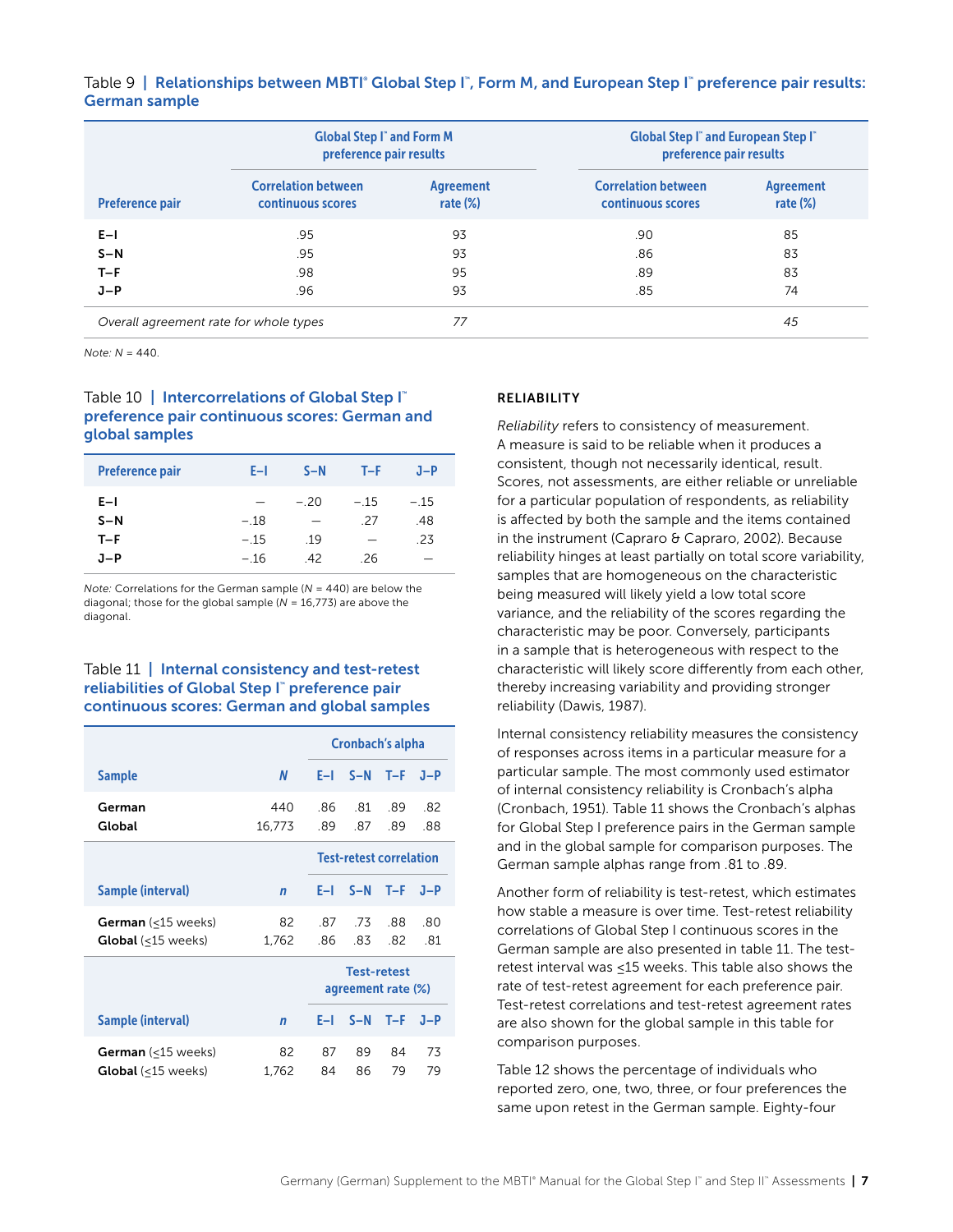Table 9 | **Relationships between MBTI® Global Step I™, Form M, and European Step I™ preference pair results: German sample**

| Preference pair | Global Step I™ and Form M preference pair results | | Global Step I™ and European Step I™ preference pair results | |
|---|---|---|---|---|
| | Correlation between continuous scores | Agreement rate (%) | Correlation between continuous scores | Agreement rate (%) |
| **E–I** | .95 | 93 | .90 | 85 |
| **S–N** | .95 | 93 | .86 | 83 |
| **T–F** | .98 | 95 | .89 | 83 |
| **J–P** | .96 | 93 | .85 | 74 |
| *Overall agreement rate for whole types* | | *77* | | *45* |

*Note: N* = 440.

Table 10 | **Intercorrelations of Global Step I™ preference pair continuous scores: German and global samples**

| Preference pair | E–I | S–N | T–F | J–P |
|---|---|---|---|---|
| **E–I** | — | −.20 | −.15 | −.15 |
| **S–N** | −.18 | — | .27 | .48 |
| **T–F** | −.15 | .19 | — | .23 |
| **J–P** | −.16 | .42 | .26 | — |

*Note:* Correlations for the German sample (*N* = 440) are below the diagonal; those for the global sample (*N* = 16,773) are above the diagonal.

Table 11 | **Internal consistency and test-retest reliabilities of Global Step I™ preference pair continuous scores: German and global samples**

| Sample | *N* | Cronbach's alpha E–I | S–N | T–F | J–P |
|---|---|---|---|---|---|
| **German** | 440 | .86 | .81 | .89 | .82 |
| **Global** | 16,773 | .89 | .87 | .89 | .88 |
| **Sample (interval)** | ***n*** | **Test-retest correlation E–I** | **S–N** | **T–F** | **J–P** |
| **German** (≤15 weeks) | 82 | .87 | .73 | .88 | .80 |
| **Global** (≤15 weeks) | 1,762 | .86 | .83 | .82 | .81 |
| **Sample (interval)** | ***n*** | **Test-retest agreement rate (%) E–I** | **S–N** | **T–F** | **J–P** |
| **German** (≤15 weeks) | 82 | 87 | 89 | 84 | 73 |
| **Global** (≤15 weeks) | 1,762 | 84 | 86 | 79 | 79 |

## RELIABILITY

*Reliability* refers to consistency of measurement. A measure is said to be reliable when it produces a consistent, though not necessarily identical, result. Scores, not assessments, are either reliable or unreliable for a particular population of respondents, as reliability is affected by both the sample and the items contained in the instrument (Capraro & Capraro, 2002). Because reliability hinges at least partially on total score variability, samples that are homogeneous on the characteristic being measured will likely yield a low total score variance, and the reliability of the scores regarding the characteristic may be poor. Conversely, participants in a sample that is heterogeneous with respect to the characteristic will likely score differently from each other, thereby increasing variability and providing stronger reliability (Dawis, 1987).

Internal consistency reliability measures the consistency of responses across items in a particular measure for a particular sample. The most commonly used estimator of internal consistency reliability is Cronbach's alpha (Cronbach, 1951). Table 11 shows the Cronbach's alphas for Global Step I preference pairs in the German sample and in the global sample for comparison purposes. The German sample alphas range from .81 to .89.

Another form of reliability is test-retest, which estimates how stable a measure is over time. Test-retest reliability correlations of Global Step I continuous scores in the German sample are also presented in table 11. The test-retest interval was ≤15 weeks. This table also shows the rate of test-retest agreement for each preference pair. Test-retest correlations and test-retest agreement rates are also shown for the global sample in this table for comparison purposes.

Table 12 shows the percentage of individuals who reported zero, one, two, three, or four preferences the same upon retest in the German sample. Eighty-four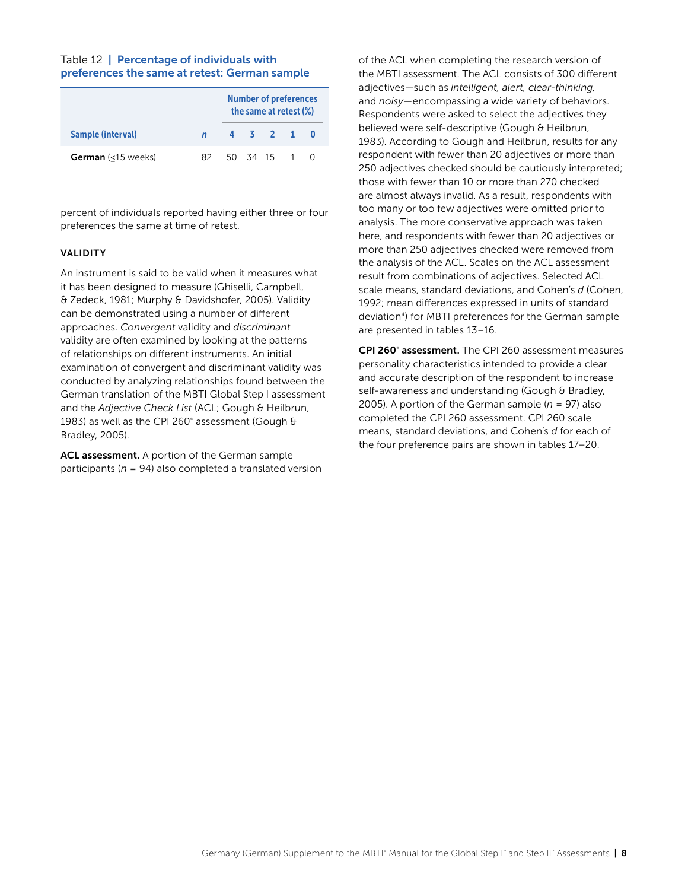Table 12 | **Percentage of individuals with preferences the same at retest: German sample**

| Sample (interval) | n | Number of preferences the same at retest (%) | | | | |
|---|---|---|---|---|---|---|
| | | 4 | 3 | 2 | 1 | 0 |
| **German** (≤15 weeks) | 82 | 50 | 34 | 15 | 1 | 0 |

percent of individuals reported having either three or four preferences the same at time of retest.

### VALIDITY

An instrument is said to be valid when it measures what it has been designed to measure (Ghiselli, Campbell, & Zedeck, 1981; Murphy & Davidshofer, 2005). Validity can be demonstrated using a number of different approaches. *Convergent* validity and *discriminant* validity are often examined by looking at the patterns of relationships on different instruments. An initial examination of convergent and discriminant validity was conducted by analyzing relationships found between the German translation of the MBTI Global Step I assessment and the *Adjective Check List* (ACL; Gough & Heilbrun, 1983) as well as the CPI 260® assessment (Gough & Bradley, 2005).

**ACL assessment.** A portion of the German sample participants ($n$ = 94) also completed a translated version of the ACL when completing the research version of the MBTI assessment. The ACL consists of 300 different adjectives—such as *intelligent, alert, clear-thinking,* and *noisy*—encompassing a wide variety of behaviors. Respondents were asked to select the adjectives they believed were self-descriptive (Gough & Heilbrun, 1983). According to Gough and Heilbrun, results for any respondent with fewer than 20 adjectives or more than 250 adjectives checked should be cautiously interpreted; those with fewer than 10 or more than 270 checked are almost always invalid. As a result, respondents with too many or too few adjectives were omitted prior to analysis. The more conservative approach was taken here, and respondents with fewer than 20 adjectives or more than 250 adjectives checked were removed from the analysis of the ACL. Scales on the ACL assessment result from combinations of adjectives. Selected ACL scale means, standard deviations, and Cohen's $d$ (Cohen, 1992; mean differences expressed in units of standard deviation[4]) for MBTI preferences for the German sample are presented in tables 13–16.

**CPI 260® assessment.** The CPI 260 assessment measures personality characteristics intended to provide a clear and accurate description of the respondent to increase self-awareness and understanding (Gough & Bradley, 2005). A portion of the German sample ($n$ = 97) also completed the CPI 260 assessment. CPI 260 scale means, standard deviations, and Cohen's $d$ for each of the four preference pairs are shown in tables 17–20.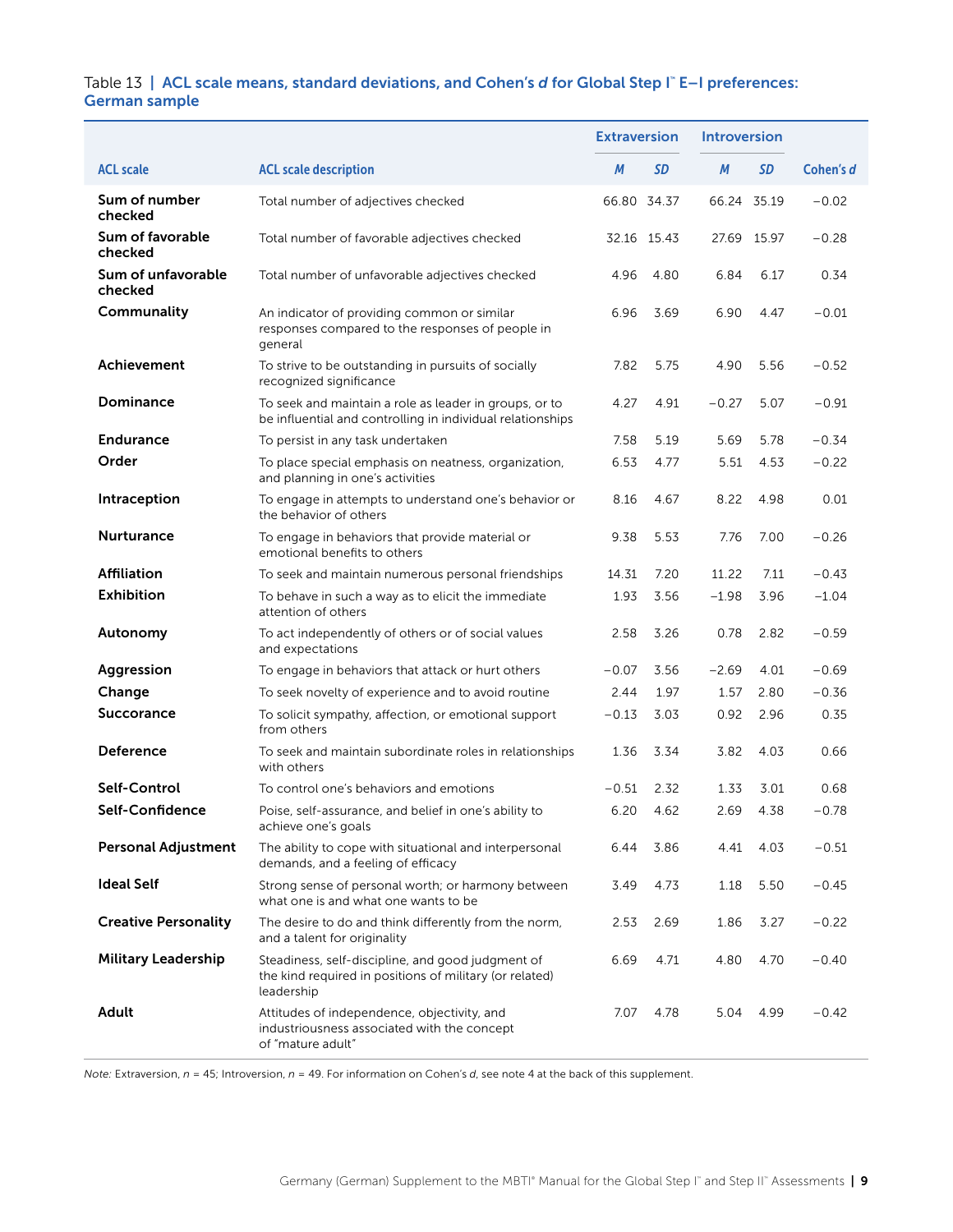Table 13 | **ACL scale means, standard deviations, and Cohen's *d* for Global Step I™ E–I preferences: German sample**

| ACL scale | ACL scale description | Extraversion | | Introversion | | Cohen's *d* |
|---|---|---|---|---|---|---|
| | | *M* | *SD* | *M* | *SD* | |
| **Sum of number checked** | Total number of adjectives checked | 66.80 | 34.37 | 66.24 | 35.19 | −0.02 |
| **Sum of favorable checked** | Total number of favorable adjectives checked | 32.16 | 15.43 | 27.69 | 15.97 | −0.28 |
| **Sum of unfavorable checked** | Total number of unfavorable adjectives checked | 4.96 | 4.80 | 6.84 | 6.17 | 0.34 |
| **Communality** | An indicator of providing common or similar responses compared to the responses of people in general | 6.96 | 3.69 | 6.90 | 4.47 | −0.01 |
| **Achievement** | To strive to be outstanding in pursuits of socially recognized significance | 7.82 | 5.75 | 4.90 | 5.56 | −0.52 |
| **Dominance** | To seek and maintain a role as leader in groups, or to be influential and controlling in individual relationships | 4.27 | 4.91 | −0.27 | 5.07 | −0.91 |
| **Endurance** | To persist in any task undertaken | 7.58 | 5.19 | 5.69 | 5.78 | −0.34 |
| **Order** | To place special emphasis on neatness, organization, and planning in one's activities | 6.53 | 4.77 | 5.51 | 4.53 | −0.22 |
| **Intraception** | To engage in attempts to understand one's behavior or the behavior of others | 8.16 | 4.67 | 8.22 | 4.98 | 0.01 |
| **Nurturance** | To engage in behaviors that provide material or emotional benefits to others | 9.38 | 5.53 | 7.76 | 7.00 | −0.26 |
| **Affiliation** | To seek and maintain numerous personal friendships | 14.31 | 7.20 | 11.22 | 7.11 | −0.43 |
| **Exhibition** | To behave in such a way as to elicit the immediate attention of others | 1.93 | 3.56 | −1.98 | 3.96 | −1.04 |
| **Autonomy** | To act independently of others or of social values and expectations | 2.58 | 3.26 | 0.78 | 2.82 | −0.59 |
| **Aggression** | To engage in behaviors that attack or hurt others | −0.07 | 3.56 | −2.69 | 4.01 | −0.69 |
| **Change** | To seek novelty of experience and to avoid routine | 2.44 | 1.97 | 1.57 | 2.80 | −0.36 |
| **Succorance** | To solicit sympathy, affection, or emotional support from others | −0.13 | 3.03 | 0.92 | 2.96 | 0.35 |
| **Deference** | To seek and maintain subordinate roles in relationships with others | 1.36 | 3.34 | 3.82 | 4.03 | 0.66 |
| **Self-Control** | To control one's behaviors and emotions | −0.51 | 2.32 | 1.33 | 3.01 | 0.68 |
| **Self-Confidence** | Poise, self-assurance, and belief in one's ability to achieve one's goals | 6.20 | 4.62 | 2.69 | 4.38 | −0.78 |
| **Personal Adjustment** | The ability to cope with situational and interpersonal demands, and a feeling of efficacy | 6.44 | 3.86 | 4.41 | 4.03 | −0.51 |
| **Ideal Self** | Strong sense of personal worth; or harmony between what one is and what one wants to be | 3.49 | 4.73 | 1.18 | 5.50 | −0.45 |
| **Creative Personality** | The desire to do and think differently from the norm, and a talent for originality | 2.53 | 2.69 | 1.86 | 3.27 | −0.22 |
| **Military Leadership** | Steadiness, self-discipline, and good judgment of the kind required in positions of military (or related) leadership | 6.69 | 4.71 | 4.80 | 4.70 | −0.40 |
| **Adult** | Attitudes of independence, objectivity, and industriousness associated with the concept of "mature adult" | 7.07 | 4.78 | 5.04 | 4.99 | −0.42 |

*Note:* Extraversion, $n$ = 45; Introversion, $n$ = 49. For information on Cohen's *d*, see note 4 at the back of this supplement.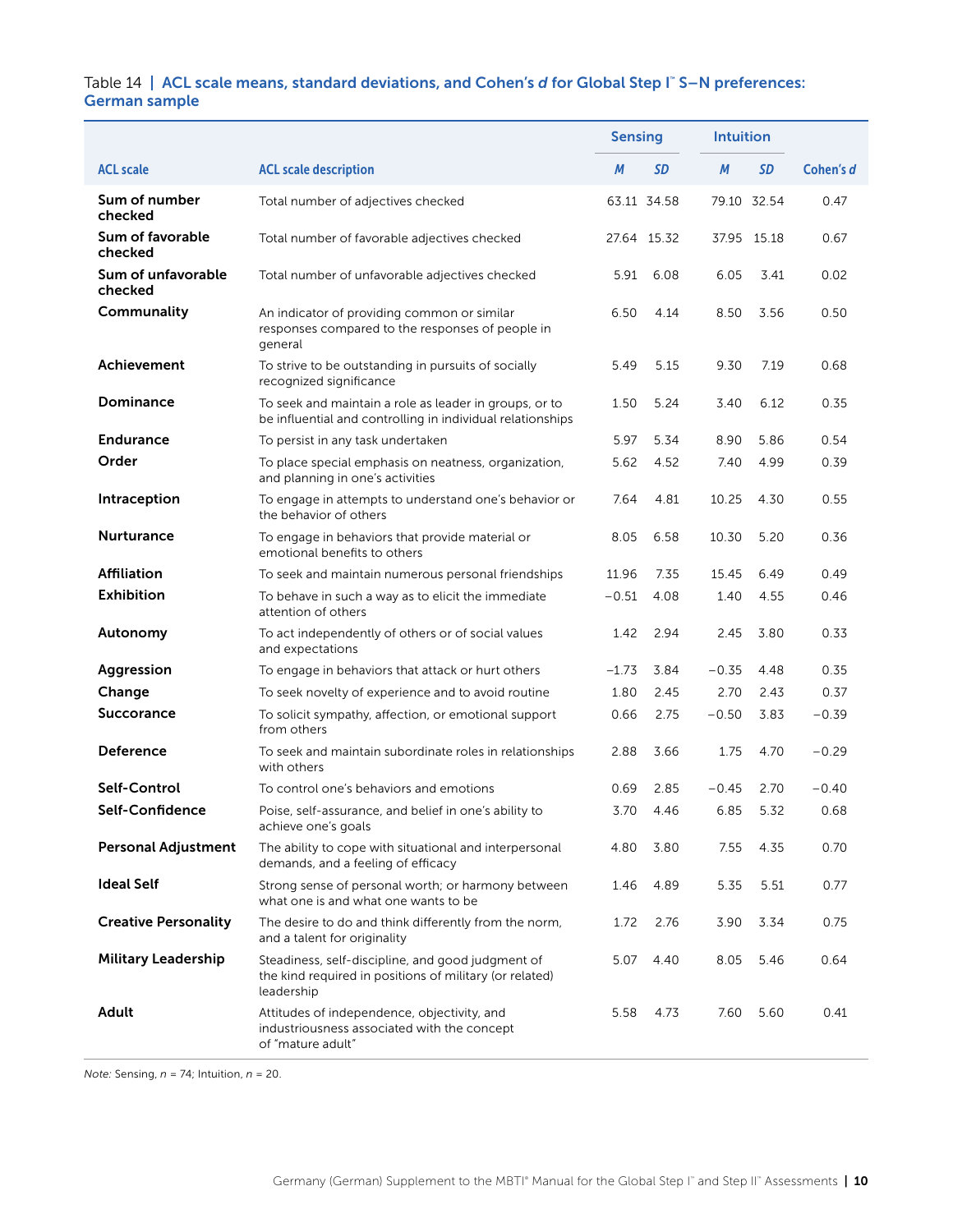Table 14 | **ACL scale means, standard deviations, and Cohen's *d* for Global Step I™ S–N preferences: German sample**

| ACL scale | ACL scale description | Sensing | | Intuition | | Cohen's *d* |
|---|---|---|---|---|---|---|
| | | *M* | *SD* | *M* | *SD* | |
| **Sum of number checked** | Total number of adjectives checked | 63.11 | 34.58 | 79.10 | 32.54 | 0.47 |
| **Sum of favorable checked** | Total number of favorable adjectives checked | 27.64 | 15.32 | 37.95 | 15.18 | 0.67 |
| **Sum of unfavorable checked** | Total number of unfavorable adjectives checked | 5.91 | 6.08 | 6.05 | 3.41 | 0.02 |
| **Communality** | An indicator of providing common or similar responses compared to the responses of people in general | 6.50 | 4.14 | 8.50 | 3.56 | 0.50 |
| **Achievement** | To strive to be outstanding in pursuits of socially recognized significance | 5.49 | 5.15 | 9.30 | 7.19 | 0.68 |
| **Dominance** | To seek and maintain a role as leader in groups, or to be influential and controlling in individual relationships | 1.50 | 5.24 | 3.40 | 6.12 | 0.35 |
| **Endurance** | To persist in any task undertaken | 5.97 | 5.34 | 8.90 | 5.86 | 0.54 |
| **Order** | To place special emphasis on neatness, organization, and planning in one's activities | 5.62 | 4.52 | 7.40 | 4.99 | 0.39 |
| **Intraception** | To engage in attempts to understand one's behavior or the behavior of others | 7.64 | 4.81 | 10.25 | 4.30 | 0.55 |
| **Nurturance** | To engage in behaviors that provide material or emotional benefits to others | 8.05 | 6.58 | 10.30 | 5.20 | 0.36 |
| **Affiliation** | To seek and maintain numerous personal friendships | 11.96 | 7.35 | 15.45 | 6.49 | 0.49 |
| **Exhibition** | To behave in such a way as to elicit the immediate attention of others | −0.51 | 4.08 | 1.40 | 4.55 | 0.46 |
| **Autonomy** | To act independently of others or of social values and expectations | 1.42 | 2.94 | 2.45 | 3.80 | 0.33 |
| **Aggression** | To engage in behaviors that attack or hurt others | −1.73 | 3.84 | −0.35 | 4.48 | 0.35 |
| **Change** | To seek novelty of experience and to avoid routine | 1.80 | 2.45 | 2.70 | 2.43 | 0.37 |
| **Succorance** | To solicit sympathy, affection, or emotional support from others | 0.66 | 2.75 | −0.50 | 3.83 | −0.39 |
| **Deference** | To seek and maintain subordinate roles in relationships with others | 2.88 | 3.66 | 1.75 | 4.70 | −0.29 |
| **Self-Control** | To control one's behaviors and emotions | 0.69 | 2.85 | −0.45 | 2.70 | −0.40 |
| **Self-Confidence** | Poise, self-assurance, and belief in one's ability to achieve one's goals | 3.70 | 4.46 | 6.85 | 5.32 | 0.68 |
| **Personal Adjustment** | The ability to cope with situational and interpersonal demands, and a feeling of efficacy | 4.80 | 3.80 | 7.55 | 4.35 | 0.70 |
| **Ideal Self** | Strong sense of personal worth; or harmony between what one is and what one wants to be | 1.46 | 4.89 | 5.35 | 5.51 | 0.77 |
| **Creative Personality** | The desire to do and think differently from the norm, and a talent for originality | 1.72 | 2.76 | 3.90 | 3.34 | 0.75 |
| **Military Leadership** | Steadiness, self-discipline, and good judgment of the kind required in positions of military (or related) leadership | 5.07 | 4.40 | 8.05 | 5.46 | 0.64 |
| **Adult** | Attitudes of independence, objectivity, and industriousness associated with the concept of "mature adult" | 5.58 | 4.73 | 7.60 | 5.60 | 0.41 |

*Note:* Sensing, *n* = 74; Intuition, *n* = 20.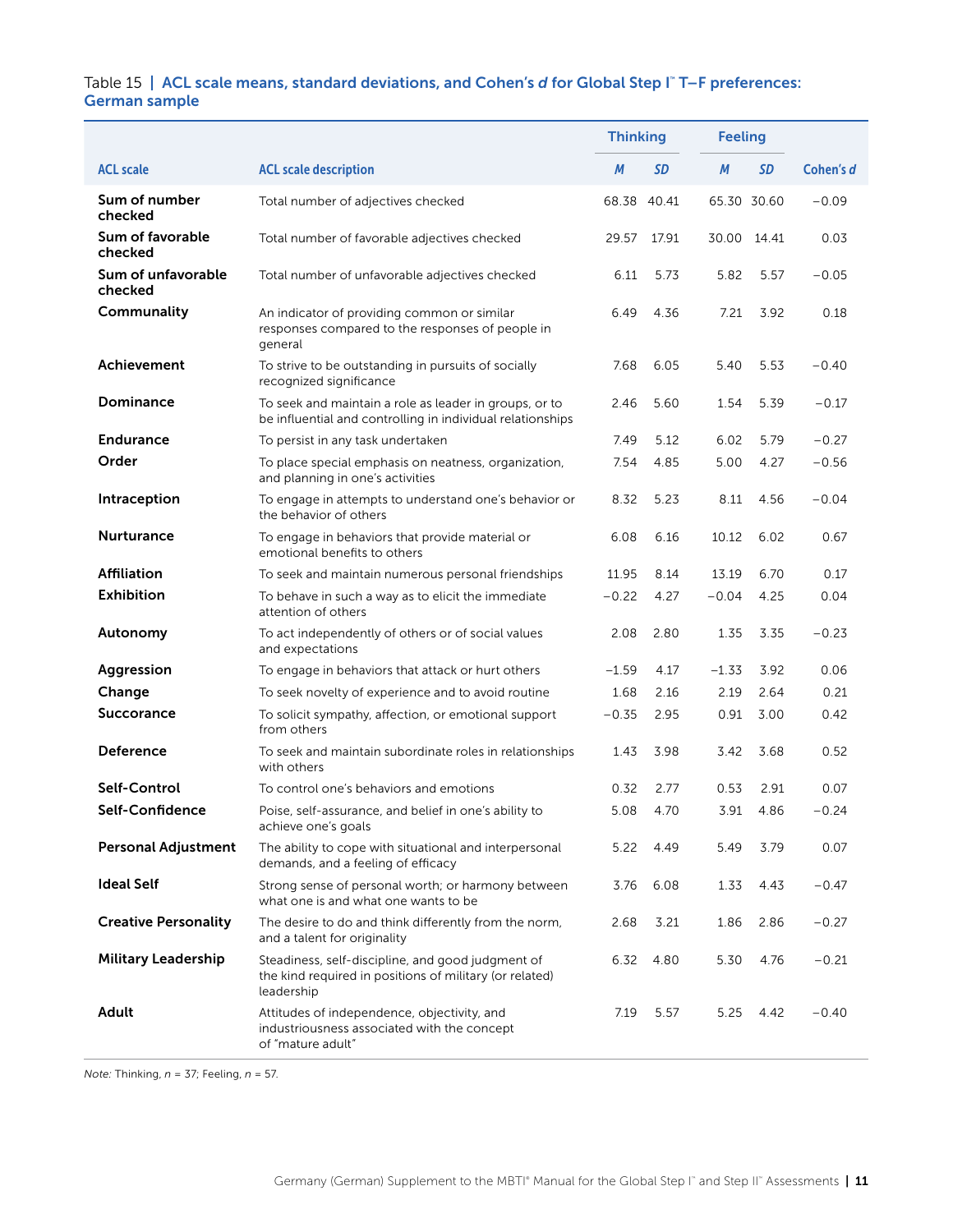Table 15 | **ACL scale means, standard deviations, and Cohen's *d* for Global Step I™ T–F preferences: German sample**

| | | Thinking | | Feeling | | |
|---|---|---|---|---|---|---|
| **ACL scale** | **ACL scale description** | ***M*** | ***SD*** | ***M*** | ***SD*** | **Cohen's *d*** |
| **Sum of number checked** | Total number of adjectives checked | 68.38 | 40.41 | 65.30 | 30.60 | −0.09 |
| **Sum of favorable checked** | Total number of favorable adjectives checked | 29.57 | 17.91 | 30.00 | 14.41 | 0.03 |
| **Sum of unfavorable checked** | Total number of unfavorable adjectives checked | 6.11 | 5.73 | 5.82 | 5.57 | −0.05 |
| **Communality** | An indicator of providing common or similar responses compared to the responses of people in general | 6.49 | 4.36 | 7.21 | 3.92 | 0.18 |
| **Achievement** | To strive to be outstanding in pursuits of socially recognized significance | 7.68 | 6.05 | 5.40 | 5.53 | −0.40 |
| **Dominance** | To seek and maintain a role as leader in groups, or to be influential and controlling in individual relationships | 2.46 | 5.60 | 1.54 | 5.39 | −0.17 |
| **Endurance** | To persist in any task undertaken | 7.49 | 5.12 | 6.02 | 5.79 | −0.27 |
| **Order** | To place special emphasis on neatness, organization, and planning in one's activities | 7.54 | 4.85 | 5.00 | 4.27 | −0.56 |
| **Intraception** | To engage in attempts to understand one's behavior or the behavior of others | 8.32 | 5.23 | 8.11 | 4.56 | −0.04 |
| **Nurturance** | To engage in behaviors that provide material or emotional benefits to others | 6.08 | 6.16 | 10.12 | 6.02 | 0.67 |
| **Affiliation** | To seek and maintain numerous personal friendships | 11.95 | 8.14 | 13.19 | 6.70 | 0.17 |
| **Exhibition** | To behave in such a way as to elicit the immediate attention of others | −0.22 | 4.27 | −0.04 | 4.25 | 0.04 |
| **Autonomy** | To act independently of others or of social values and expectations | 2.08 | 2.80 | 1.35 | 3.35 | −0.23 |
| **Aggression** | To engage in behaviors that attack or hurt others | −1.59 | 4.17 | −1.33 | 3.92 | 0.06 |
| **Change** | To seek novelty of experience and to avoid routine | 1.68 | 2.16 | 2.19 | 2.64 | 0.21 |
| **Succorance** | To solicit sympathy, affection, or emotional support from others | −0.35 | 2.95 | 0.91 | 3.00 | 0.42 |
| **Deference** | To seek and maintain subordinate roles in relationships with others | 1.43 | 3.98 | 3.42 | 3.68 | 0.52 |
| **Self-Control** | To control one's behaviors and emotions | 0.32 | 2.77 | 0.53 | 2.91 | 0.07 |
| **Self-Confidence** | Poise, self-assurance, and belief in one's ability to achieve one's goals | 5.08 | 4.70 | 3.91 | 4.86 | −0.24 |
| **Personal Adjustment** | The ability to cope with situational and interpersonal demands, and a feeling of efficacy | 5.22 | 4.49 | 5.49 | 3.79 | 0.07 |
| **Ideal Self** | Strong sense of personal worth; or harmony between what one is and what one wants to be | 3.76 | 6.08 | 1.33 | 4.43 | −0.47 |
| **Creative Personality** | The desire to do and think differently from the norm, and a talent for originality | 2.68 | 3.21 | 1.86 | 2.86 | −0.27 |
| **Military Leadership** | Steadiness, self-discipline, and good judgment of the kind required in positions of military (or related) leadership | 6.32 | 4.80 | 5.30 | 4.76 | −0.21 |
| **Adult** | Attitudes of independence, objectivity, and industriousness associated with the concept of "mature adult" | 7.19 | 5.57 | 5.25 | 4.42 | −0.40 |

*Note:* Thinking, *n* = 37; Feeling, *n* = 57.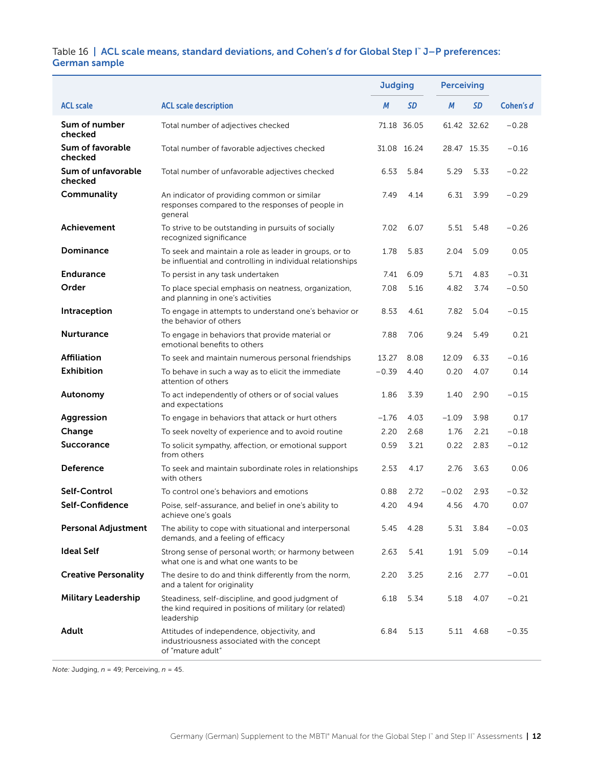Table 16 | **ACL scale means, standard deviations, and Cohen's *d* for Global Step I™ J–P preferences: German sample**

| ACL scale | ACL scale description | Judging | | Perceiving | | Cohen's *d* |
|---|---|---|---|---|---|---|
| | | *M* | *SD* | *M* | *SD* | |
| **Sum of number checked** | Total number of adjectives checked | 71.18 | 36.05 | 61.42 | 32.62 | −0.28 |
| **Sum of favorable checked** | Total number of favorable adjectives checked | 31.08 | 16.24 | 28.47 | 15.35 | −0.16 |
| **Sum of unfavorable checked** | Total number of unfavorable adjectives checked | 6.53 | 5.84 | 5.29 | 5.33 | −0.22 |
| **Communality** | An indicator of providing common or similar responses compared to the responses of people in general | 7.49 | 4.14 | 6.31 | 3.99 | −0.29 |
| **Achievement** | To strive to be outstanding in pursuits of socially recognized significance | 7.02 | 6.07 | 5.51 | 5.48 | −0.26 |
| **Dominance** | To seek and maintain a role as leader in groups, or to be influential and controlling in individual relationships | 1.78 | 5.83 | 2.04 | 5.09 | 0.05 |
| **Endurance** | To persist in any task undertaken | 7.41 | 6.09 | 5.71 | 4.83 | −0.31 |
| **Order** | To place special emphasis on neatness, organization, and planning in one's activities | 7.08 | 5.16 | 4.82 | 3.74 | −0.50 |
| **Intraception** | To engage in attempts to understand one's behavior or the behavior of others | 8.53 | 4.61 | 7.82 | 5.04 | −0.15 |
| **Nurturance** | To engage in behaviors that provide material or emotional benefits to others | 7.88 | 7.06 | 9.24 | 5.49 | 0.21 |
| **Affiliation** | To seek and maintain numerous personal friendships | 13.27 | 8.08 | 12.09 | 6.33 | −0.16 |
| **Exhibition** | To behave in such a way as to elicit the immediate attention of others | −0.39 | 4.40 | 0.20 | 4.07 | 0.14 |
| **Autonomy** | To act independently of others or of social values and expectations | 1.86 | 3.39 | 1.40 | 2.90 | −0.15 |
| **Aggression** | To engage in behaviors that attack or hurt others | −1.76 | 4.03 | −1.09 | 3.98 | 0.17 |
| **Change** | To seek novelty of experience and to avoid routine | 2.20 | 2.68 | 1.76 | 2.21 | −0.18 |
| **Succorance** | To solicit sympathy, affection, or emotional support from others | 0.59 | 3.21 | 0.22 | 2.83 | −0.12 |
| **Deference** | To seek and maintain subordinate roles in relationships with others | 2.53 | 4.17 | 2.76 | 3.63 | 0.06 |
| **Self-Control** | To control one's behaviors and emotions | 0.88 | 2.72 | −0.02 | 2.93 | −0.32 |
| **Self-Confidence** | Poise, self-assurance, and belief in one's ability to achieve one's goals | 4.20 | 4.94 | 4.56 | 4.70 | 0.07 |
| **Personal Adjustment** | The ability to cope with situational and interpersonal demands, and a feeling of efficacy | 5.45 | 4.28 | 5.31 | 3.84 | −0.03 |
| **Ideal Self** | Strong sense of personal worth; or harmony between what one is and what one wants to be | 2.63 | 5.41 | 1.91 | 5.09 | −0.14 |
| **Creative Personality** | The desire to do and think differently from the norm, and a talent for originality | 2.20 | 3.25 | 2.16 | 2.77 | −0.01 |
| **Military Leadership** | Steadiness, self-discipline, and good judgment of the kind required in positions of military (or related) leadership | 6.18 | 5.34 | 5.18 | 4.07 | −0.21 |
| **Adult** | Attitudes of independence, objectivity, and industriousness associated with the concept of "mature adult" | 6.84 | 5.13 | 5.11 | 4.68 | −0.35 |

*Note:* Judging, *n* = 49; Perceiving, *n* = 45.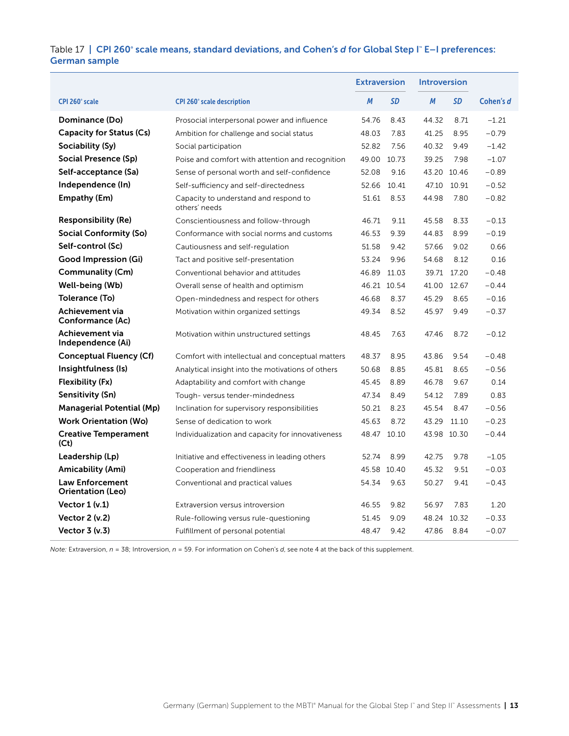Table 17 | **CPI 260® scale means, standard deviations, and Cohen's *d* for Global Step I™ E–I preferences: German sample**

| CPI 260® scale | CPI 260® scale description | Extraversion | | Introversion | | Cohen's *d* |
|---|---|---|---|---|---|---|
| | | *M* | *SD* | *M* | *SD* | |
| **Dominance (Do)** | Prosocial interpersonal power and influence | 54.76 | 8.43 | 44.32 | 8.71 | −1.21 |
| **Capacity for Status (Cs)** | Ambition for challenge and social status | 48.03 | 7.83 | 41.25 | 8.95 | −0.79 |
| **Sociability (Sy)** | Social participation | 52.82 | 7.56 | 40.32 | 9.49 | −1.42 |
| **Social Presence (Sp)** | Poise and comfort with attention and recognition | 49.00 | 10.73 | 39.25 | 7.98 | −1.07 |
| **Self-acceptance (Sa)** | Sense of personal worth and self-confidence | 52.08 | 9.16 | 43.20 | 10.46 | −0.89 |
| **Independence (In)** | Self-sufficiency and self-directedness | 52.66 | 10.41 | 47.10 | 10.91 | −0.52 |
| **Empathy (Em)** | Capacity to understand and respond to others' needs | 51.61 | 8.53 | 44.98 | 7.80 | −0.82 |
| **Responsibility (Re)** | Conscientiousness and follow-through | 46.71 | 9.11 | 45.58 | 8.33 | −0.13 |
| **Social Conformity (So)** | Conformance with social norms and customs | 46.53 | 9.39 | 44.83 | 8.99 | −0.19 |
| **Self-control (Sc)** | Cautiousness and self-regulation | 51.58 | 9.42 | 57.66 | 9.02 | 0.66 |
| **Good Impression (Gi)** | Tact and positive self-presentation | 53.24 | 9.96 | 54.68 | 8.12 | 0.16 |
| **Communality (Cm)** | Conventional behavior and attitudes | 46.89 | 11.03 | 39.71 | 17.20 | −0.48 |
| **Well-being (Wb)** | Overall sense of health and optimism | 46.21 | 10.54 | 41.00 | 12.67 | −0.44 |
| **Tolerance (To)** | Open-mindedness and respect for others | 46.68 | 8.37 | 45.29 | 8.65 | −0.16 |
| **Achievement via Conformance (Ac)** | Motivation within organized settings | 49.34 | 8.52 | 45.97 | 9.49 | −0.37 |
| **Achievement via Independence (Ai)** | Motivation within unstructured settings | 48.45 | 7.63 | 47.46 | 8.72 | −0.12 |
| **Conceptual Fluency (Cf)** | Comfort with intellectual and conceptual matters | 48.37 | 8.95 | 43.86 | 9.54 | −0.48 |
| **Insightfulness (Is)** | Analytical insight into the motivations of others | 50.68 | 8.85 | 45.81 | 8.65 | −0.56 |
| **Flexibility (Fx)** | Adaptability and comfort with change | 45.45 | 8.89 | 46.78 | 9.67 | 0.14 |
| **Sensitivity (Sn)** | Tough- versus tender-mindedness | 47.34 | 8.49 | 54.12 | 7.89 | 0.83 |
| **Managerial Potential (Mp)** | Inclination for supervisory responsibilities | 50.21 | 8.23 | 45.54 | 8.47 | −0.56 |
| **Work Orientation (Wo)** | Sense of dedication to work | 45.63 | 8.72 | 43.29 | 11.10 | −0.23 |
| **Creative Temperament (Ct)** | Individualization and capacity for innovativeness | 48.47 | 10.10 | 43.98 | 10.30 | −0.44 |
| **Leadership (Lp)** | Initiative and effectiveness in leading others | 52.74 | 8.99 | 42.75 | 9.78 | −1.05 |
| **Amicability (Ami)** | Cooperation and friendliness | 45.58 | 10.40 | 45.32 | 9.51 | −0.03 |
| **Law Enforcement Orientation (Leo)** | Conventional and practical values | 54.34 | 9.63 | 50.27 | 9.41 | −0.43 |
| **Vector 1 (v.1)** | Extraversion versus introversion | 46.55 | 9.82 | 56.97 | 7.83 | 1.20 |
| **Vector 2 (v.2)** | Rule-following versus rule-questioning | 51.45 | 9.09 | 48.24 | 10.32 | −0.33 |
| **Vector 3 (v.3)** | Fulfillment of personal potential | 48.47 | 9.42 | 47.86 | 8.84 | −0.07 |

*Note:* Extraversion, *n* = 38; Introversion, *n* = 59. For information on Cohen's *d*, see note 4 at the back of this supplement.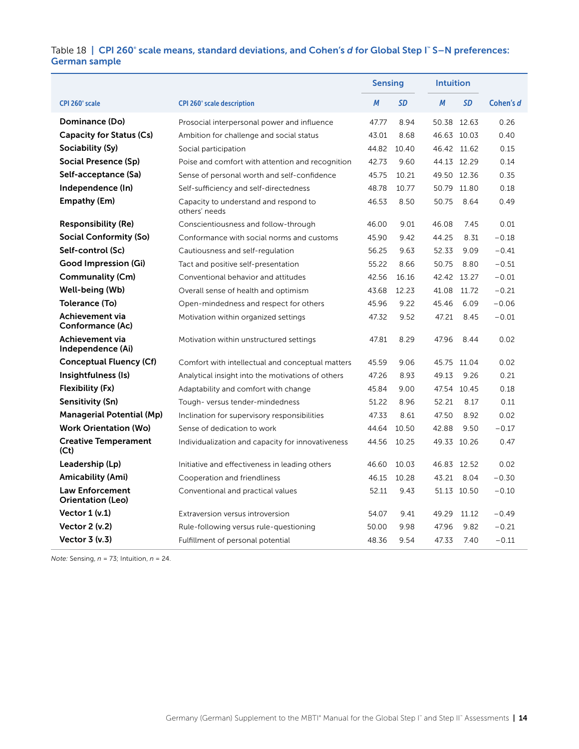Table 18 | **CPI 260® scale means, standard deviations, and Cohen's *d* for Global Step I™ S–N preferences: German sample**

| CPI 260® scale | CPI 260® scale description | Sensing | | Intuition | | Cohen's *d* |
|---|---|---|---|---|---|---|
| | | *M* | *SD* | *M* | *SD* | |
| **Dominance (Do)** | Prosocial interpersonal power and influence | 47.77 | 8.94 | 50.38 | 12.63 | 0.26 |
| **Capacity for Status (Cs)** | Ambition for challenge and social status | 43.01 | 8.68 | 46.63 | 10.03 | 0.40 |
| **Sociability (Sy)** | Social participation | 44.82 | 10.40 | 46.42 | 11.62 | 0.15 |
| **Social Presence (Sp)** | Poise and comfort with attention and recognition | 42.73 | 9.60 | 44.13 | 12.29 | 0.14 |
| **Self-acceptance (Sa)** | Sense of personal worth and self-confidence | 45.75 | 10.21 | 49.50 | 12.36 | 0.35 |
| **Independence (In)** | Self-sufficiency and self-directedness | 48.78 | 10.77 | 50.79 | 11.80 | 0.18 |
| **Empathy (Em)** | Capacity to understand and respond to others' needs | 46.53 | 8.50 | 50.75 | 8.64 | 0.49 |
| **Responsibility (Re)** | Conscientiousness and follow-through | 46.00 | 9.01 | 46.08 | 7.45 | 0.01 |
| **Social Conformity (So)** | Conformance with social norms and customs | 45.90 | 9.42 | 44.25 | 8.31 | −0.18 |
| **Self-control (Sc)** | Cautiousness and self-regulation | 56.25 | 9.63 | 52.33 | 9.09 | −0.41 |
| **Good Impression (Gi)** | Tact and positive self-presentation | 55.22 | 8.66 | 50.75 | 8.80 | −0.51 |
| **Communality (Cm)** | Conventional behavior and attitudes | 42.56 | 16.16 | 42.42 | 13.27 | −0.01 |
| **Well-being (Wb)** | Overall sense of health and optimism | 43.68 | 12.23 | 41.08 | 11.72 | −0.21 |
| **Tolerance (To)** | Open-mindedness and respect for others | 45.96 | 9.22 | 45.46 | 6.09 | −0.06 |
| **Achievement via Conformance (Ac)** | Motivation within organized settings | 47.32 | 9.52 | 47.21 | 8.45 | −0.01 |
| **Achievement via Independence (Ai)** | Motivation within unstructured settings | 47.81 | 8.29 | 47.96 | 8.44 | 0.02 |
| **Conceptual Fluency (Cf)** | Comfort with intellectual and conceptual matters | 45.59 | 9.06 | 45.75 | 11.04 | 0.02 |
| **Insightfulness (Is)** | Analytical insight into the motivations of others | 47.26 | 8.93 | 49.13 | 9.26 | 0.21 |
| **Flexibility (Fx)** | Adaptability and comfort with change | 45.84 | 9.00 | 47.54 | 10.45 | 0.18 |
| **Sensitivity (Sn)** | Tough- versus tender-mindedness | 51.22 | 8.96 | 52.21 | 8.17 | 0.11 |
| **Managerial Potential (Mp)** | Inclination for supervisory responsibilities | 47.33 | 8.61 | 47.50 | 8.92 | 0.02 |
| **Work Orientation (Wo)** | Sense of dedication to work | 44.64 | 10.50 | 42.88 | 9.50 | −0.17 |
| **Creative Temperament (Ct)** | Individualization and capacity for innovativeness | 44.56 | 10.25 | 49.33 | 10.26 | 0.47 |
| **Leadership (Lp)** | Initiative and effectiveness in leading others | 46.60 | 10.03 | 46.83 | 12.52 | 0.02 |
| **Amicability (Ami)** | Cooperation and friendliness | 46.15 | 10.28 | 43.21 | 8.04 | −0.30 |
| **Law Enforcement Orientation (Leo)** | Conventional and practical values | 52.11 | 9.43 | 51.13 | 10.50 | −0.10 |
| **Vector 1 (v.1)** | Extraversion versus introversion | 54.07 | 9.41 | 49.29 | 11.12 | −0.49 |
| **Vector 2 (v.2)** | Rule-following versus rule-questioning | 50.00 | 9.98 | 47.96 | 9.82 | −0.21 |
| **Vector 3 (v.3)** | Fulfillment of personal potential | 48.36 | 9.54 | 47.33 | 7.40 | −0.11 |

*Note:* Sensing, *n* = 73; Intuition, *n* = 24.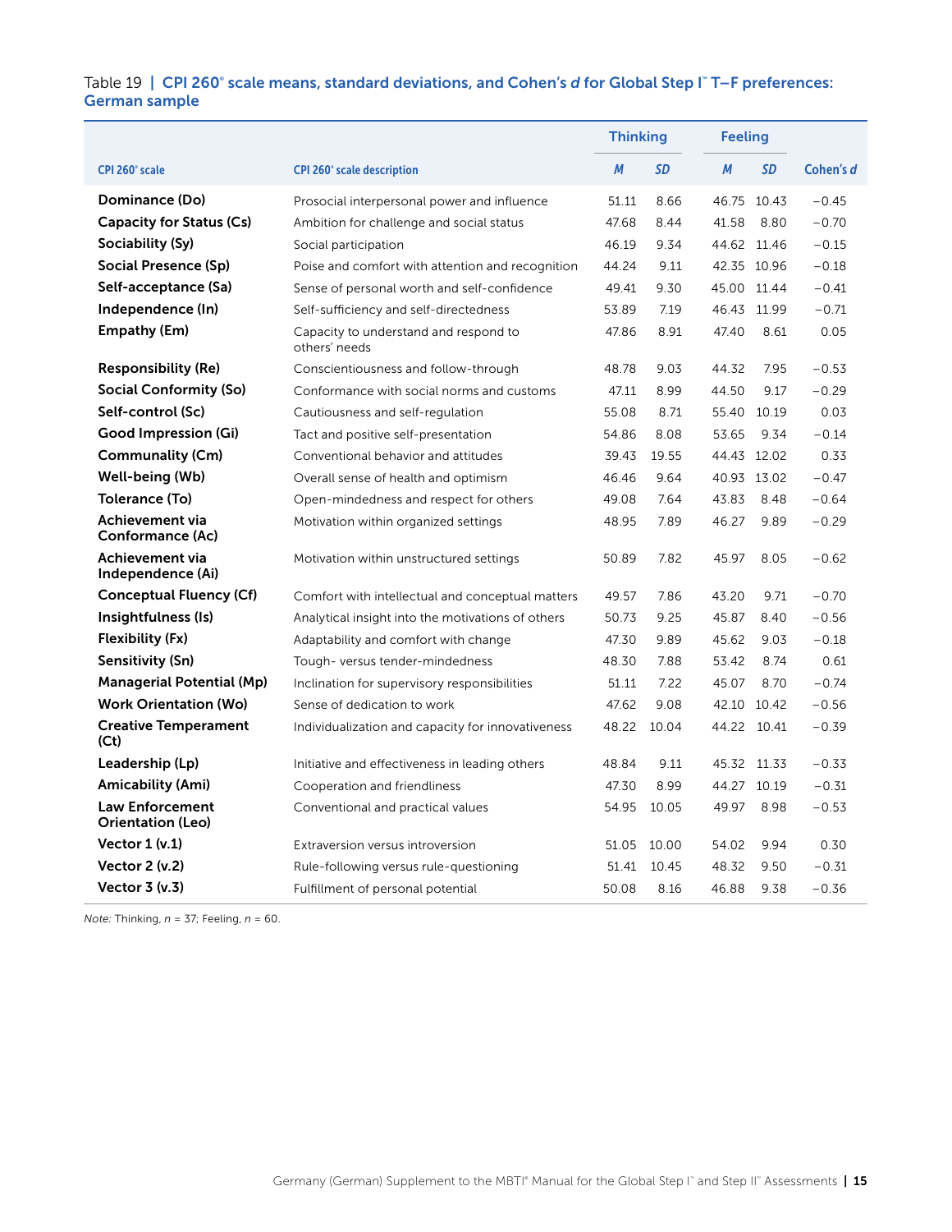Table 19 | **CPI 260® scale means, standard deviations, and Cohen's *d* for Global Step I™ T–F preferences: German sample**

| CPI 260® scale | CPI 260® scale description | Thinking | | Feeling | | Cohen's *d* |
|---|---|---|---|---|---|---|
| | | *M* | *SD* | *M* | *SD* | |
| **Dominance (Do)** | Prosocial interpersonal power and influence | 51.11 | 8.66 | 46.75 | 10.43 | −0.45 |
| **Capacity for Status (Cs)** | Ambition for challenge and social status | 47.68 | 8.44 | 41.58 | 8.80 | −0.70 |
| **Sociability (Sy)** | Social participation | 46.19 | 9.34 | 44.62 | 11.46 | −0.15 |
| **Social Presence (Sp)** | Poise and comfort with attention and recognition | 44.24 | 9.11 | 42.35 | 10.96 | −0.18 |
| **Self-acceptance (Sa)** | Sense of personal worth and self-confidence | 49.41 | 9.30 | 45.00 | 11.44 | −0.41 |
| **Independence (In)** | Self-sufficiency and self-directedness | 53.89 | 7.19 | 46.43 | 11.99 | −0.71 |
| **Empathy (Em)** | Capacity to understand and respond to others' needs | 47.86 | 8.91 | 47.40 | 8.61 | 0.05 |
| **Responsibility (Re)** | Conscientiousness and follow-through | 48.78 | 9.03 | 44.32 | 7.95 | −0.53 |
| **Social Conformity (So)** | Conformance with social norms and customs | 47.11 | 8.99 | 44.50 | 9.17 | −0.29 |
| **Self-control (Sc)** | Cautiousness and self-regulation | 55.08 | 8.71 | 55.40 | 10.19 | 0.03 |
| **Good Impression (Gi)** | Tact and positive self-presentation | 54.86 | 8.08 | 53.65 | 9.34 | −0.14 |
| **Communality (Cm)** | Conventional behavior and attitudes | 39.43 | 19.55 | 44.43 | 12.02 | 0.33 |
| **Well-being (Wb)** | Overall sense of health and optimism | 46.46 | 9.64 | 40.93 | 13.02 | −0.47 |
| **Tolerance (To)** | Open-mindedness and respect for others | 49.08 | 7.64 | 43.83 | 8.48 | −0.64 |
| **Achievement via Conformance (Ac)** | Motivation within organized settings | 48.95 | 7.89 | 46.27 | 9.89 | −0.29 |
| **Achievement via Independence (Ai)** | Motivation within unstructured settings | 50.89 | 7.82 | 45.97 | 8.05 | −0.62 |
| **Conceptual Fluency (Cf)** | Comfort with intellectual and conceptual matters | 49.57 | 7.86 | 43.20 | 9.71 | −0.70 |
| **Insightfulness (Is)** | Analytical insight into the motivations of others | 50.73 | 9.25 | 45.87 | 8.40 | −0.56 |
| **Flexibility (Fx)** | Adaptability and comfort with change | 47.30 | 9.89 | 45.62 | 9.03 | −0.18 |
| **Sensitivity (Sn)** | Tough- versus tender-mindedness | 48.30 | 7.88 | 53.42 | 8.74 | 0.61 |
| **Managerial Potential (Mp)** | Inclination for supervisory responsibilities | 51.11 | 7.22 | 45.07 | 8.70 | −0.74 |
| **Work Orientation (Wo)** | Sense of dedication to work | 47.62 | 9.08 | 42.10 | 10.42 | −0.56 |
| **Creative Temperament (Ct)** | Individualization and capacity for innovativeness | 48.22 | 10.04 | 44.22 | 10.41 | −0.39 |
| **Leadership (Lp)** | Initiative and effectiveness in leading others | 48.84 | 9.11 | 45.32 | 11.33 | −0.33 |
| **Amicability (Ami)** | Cooperation and friendliness | 47.30 | 8.99 | 44.27 | 10.19 | −0.31 |
| **Law Enforcement Orientation (Leo)** | Conventional and practical values | 54.95 | 10.05 | 49.97 | 8.98 | −0.53 |
| **Vector 1 (v.1)** | Extraversion versus introversion | 51.05 | 10.00 | 54.02 | 9.94 | 0.30 |
| **Vector 2 (v.2)** | Rule-following versus rule-questioning | 51.41 | 10.45 | 48.32 | 9.50 | −0.31 |
| **Vector 3 (v.3)** | Fulfillment of personal potential | 50.08 | 8.16 | 46.88 | 9.38 | −0.36 |

*Note:* Thinking, *n* = 37; Feeling, *n* = 60.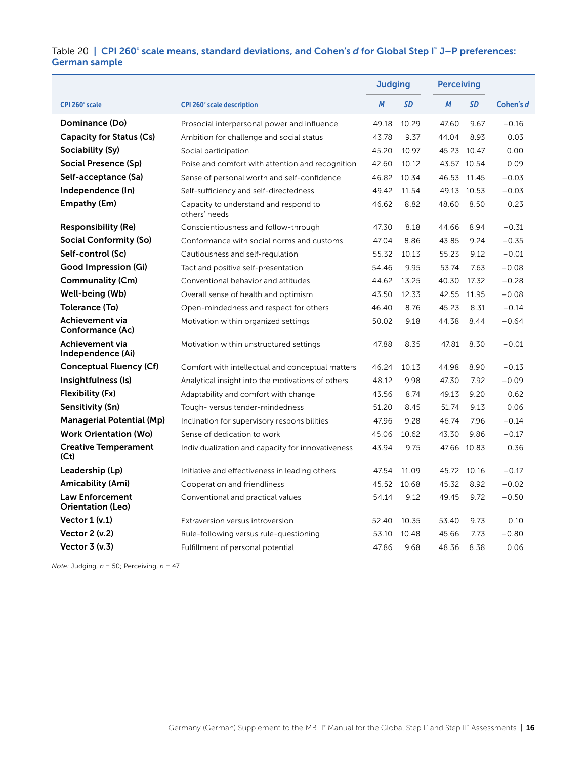Table 20 | CPI 260® scale means, standard deviations, and Cohen's *d* for Global Step I™ J–P preferences: German sample

| CPI 260® scale | CPI 260® scale description | Judging | | Perceiving | | Cohen's *d* |
|---|---|---|---|---|---|---|
| | | *M* | *SD* | *M* | *SD* | |
| **Dominance (Do)** | Prosocial interpersonal power and influence | 49.18 | 10.29 | 47.60 | 9.67 | −0.16 |
| **Capacity for Status (Cs)** | Ambition for challenge and social status | 43.78 | 9.37 | 44.04 | 8.93 | 0.03 |
| **Sociability (Sy)** | Social participation | 45.20 | 10.97 | 45.23 | 10.47 | 0.00 |
| **Social Presence (Sp)** | Poise and comfort with attention and recognition | 42.60 | 10.12 | 43.57 | 10.54 | 0.09 |
| **Self-acceptance (Sa)** | Sense of personal worth and self-confidence | 46.82 | 10.34 | 46.53 | 11.45 | −0.03 |
| **Independence (In)** | Self-sufficiency and self-directedness | 49.42 | 11.54 | 49.13 | 10.53 | −0.03 |
| **Empathy (Em)** | Capacity to understand and respond to others' needs | 46.62 | 8.82 | 48.60 | 8.50 | 0.23 |
| **Responsibility (Re)** | Conscientiousness and follow-through | 47.30 | 8.18 | 44.66 | 8.94 | −0.31 |
| **Social Conformity (So)** | Conformance with social norms and customs | 47.04 | 8.86 | 43.85 | 9.24 | −0.35 |
| **Self-control (Sc)** | Cautiousness and self-regulation | 55.32 | 10.13 | 55.23 | 9.12 | −0.01 |
| **Good Impression (Gi)** | Tact and positive self-presentation | 54.46 | 9.95 | 53.74 | 7.63 | −0.08 |
| **Communality (Cm)** | Conventional behavior and attitudes | 44.62 | 13.25 | 40.30 | 17.32 | −0.28 |
| **Well-being (Wb)** | Overall sense of health and optimism | 43.50 | 12.33 | 42.55 | 11.95 | −0.08 |
| **Tolerance (To)** | Open-mindedness and respect for others | 46.40 | 8.76 | 45.23 | 8.31 | −0.14 |
| **Achievement via Conformance (Ac)** | Motivation within organized settings | 50.02 | 9.18 | 44.38 | 8.44 | −0.64 |
| **Achievement via Independence (Ai)** | Motivation within unstructured settings | 47.88 | 8.35 | 47.81 | 8.30 | −0.01 |
| **Conceptual Fluency (Cf)** | Comfort with intellectual and conceptual matters | 46.24 | 10.13 | 44.98 | 8.90 | −0.13 |
| **Insightfulness (Is)** | Analytical insight into the motivations of others | 48.12 | 9.98 | 47.30 | 7.92 | −0.09 |
| **Flexibility (Fx)** | Adaptability and comfort with change | 43.56 | 8.74 | 49.13 | 9.20 | 0.62 |
| **Sensitivity (Sn)** | Tough- versus tender-mindedness | 51.20 | 8.45 | 51.74 | 9.13 | 0.06 |
| **Managerial Potential (Mp)** | Inclination for supervisory responsibilities | 47.96 | 9.28 | 46.74 | 7.96 | −0.14 |
| **Work Orientation (Wo)** | Sense of dedication to work | 45.06 | 10.62 | 43.30 | 9.86 | −0.17 |
| **Creative Temperament (Ct)** | Individualization and capacity for innovativeness | 43.94 | 9.75 | 47.66 | 10.83 | 0.36 |
| **Leadership (Lp)** | Initiative and effectiveness in leading others | 47.54 | 11.09 | 45.72 | 10.16 | −0.17 |
| **Amicability (Ami)** | Cooperation and friendliness | 45.52 | 10.68 | 45.32 | 8.92 | −0.02 |
| **Law Enforcement Orientation (Leo)** | Conventional and practical values | 54.14 | 9.12 | 49.45 | 9.72 | −0.50 |
| **Vector 1 (v.1)** | Extraversion versus introversion | 52.40 | 10.35 | 53.40 | 9.73 | 0.10 |
| **Vector 2 (v.2)** | Rule-following versus rule-questioning | 53.10 | 10.48 | 45.66 | 7.73 | −0.80 |
| **Vector 3 (v.3)** | Fulfillment of personal potential | 47.86 | 9.68 | 48.36 | 8.38 | 0.06 |

*Note:* Judging, *n* = 50; Perceiving, *n* = 47.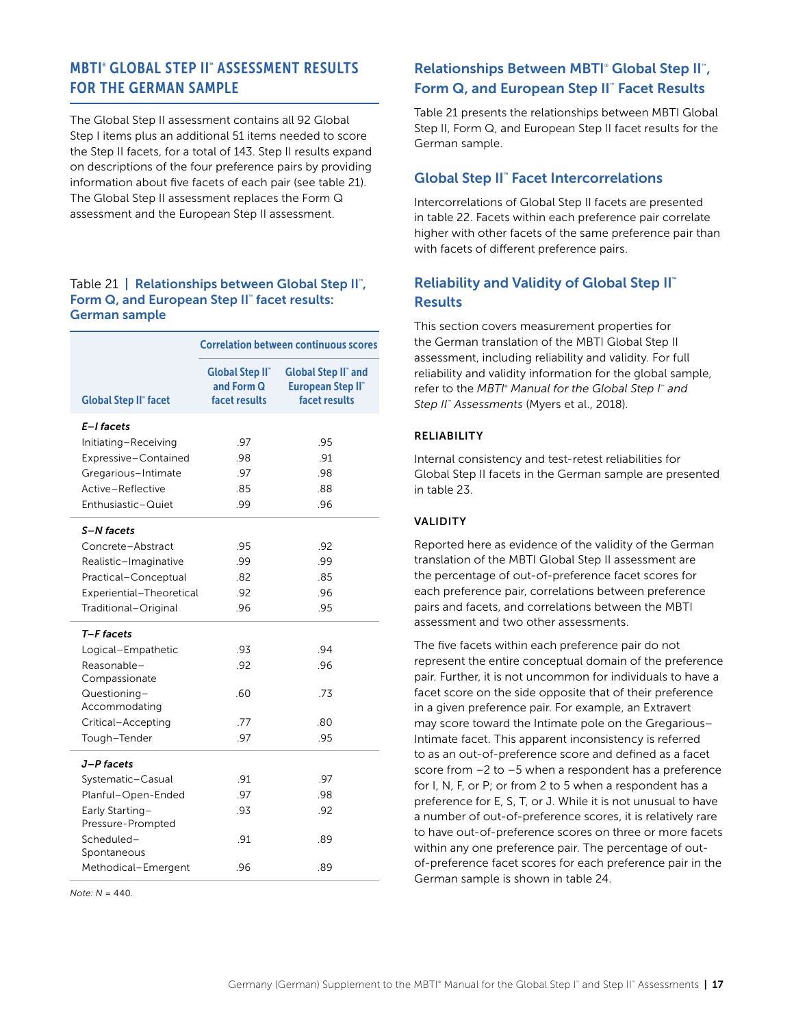## MBTI® GLOBAL STEP II™ ASSESSMENT RESULTS FOR THE GERMAN SAMPLE

The Global Step II assessment contains all 92 Global Step I items plus an additional 51 items needed to score the Step II facets, for a total of 143. Step II results expand on descriptions of the four preference pairs by providing information about five facets of each pair (see table 21). The Global Step II assessment replaces the Form Q assessment and the European Step II assessment.

Table 21 | **Relationships between Global Step II™, Form Q, and European Step II™ facet results: German sample**

| Global Step II™ facet | Correlation between continuous scores | |
|---|---|---|
| | Global Step II™ and Form Q facet results | Global Step II™ and European Step II™ facet results |
| ***E–I facets*** | | |
| Initiating–Receiving | .97 | .95 |
| Expressive–Contained | .98 | .91 |
| Gregarious–Intimate | .97 | .98 |
| Active–Reflective | .85 | .88 |
| Enthusiastic–Quiet | .99 | .96 |
| ***S–N facets*** | | |
| Concrete–Abstract | .95 | .92 |
| Realistic–Imaginative | .99 | .99 |
| Practical–Conceptual | .82 | .85 |
| Experiential–Theoretical | .92 | .96 |
| Traditional–Original | .96 | .95 |
| ***T–F facets*** | | |
| Logical–Empathetic | .93 | .94 |
| Reasonable–Compassionate | .92 | .96 |
| Questioning–Accommodating | .60 | .73 |
| Critical–Accepting | .77 | .80 |
| Tough–Tender | .97 | .95 |
| ***J–P facets*** | | |
| Systematic–Casual | .91 | .97 |
| Planful–Open-Ended | .97 | .98 |
| Early Starting–Pressure-Prompted | .93 | .92 |
| Scheduled–Spontaneous | .91 | .89 |
| Methodical–Emergent | .96 | .89 |

*Note: N* = 440.

### Relationships Between MBTI® Global Step II™, Form Q, and European Step II™ Facet Results

Table 21 presents the relationships between MBTI Global Step II, Form Q, and European Step II facet results for the German sample.

### Global Step II™ Facet Intercorrelations

Intercorrelations of Global Step II facets are presented in table 22. Facets within each preference pair correlate higher with other facets of the same preference pair than with facets of different preference pairs.

### Reliability and Validity of Global Step II™ Results

This section covers measurement properties for the German translation of the MBTI Global Step II assessment, including reliability and validity. For full reliability and validity information for the global sample, refer to the *MBTI® Manual for the Global Step I™ and Step II™ Assessments* (Myers et al., 2018).

#### RELIABILITY

Internal consistency and test-retest reliabilities for Global Step II facets in the German sample are presented in table 23.

#### VALIDITY

Reported here as evidence of the validity of the German translation of the MBTI Global Step II assessment are the percentage of out-of-preference facet scores for each preference pair, correlations between preference pairs and facets, and correlations between the MBTI assessment and two other assessments.

The five facets within each preference pair do not represent the entire conceptual domain of the preference pair. Further, it is not uncommon for individuals to have a facet score on the side opposite that of their preference in a given preference pair. For example, an Extravert may score toward the Intimate pole on the Gregarious–Intimate facet. This apparent inconsistency is referred to as an out-of-preference score and defined as a facet score from −2 to −5 when a respondent has a preference for I, N, F, or P; or from 2 to 5 when a respondent has a preference for E, S, T, or J. While it is not unusual to have a number of out-of-preference scores, it is relatively rare to have out-of-preference scores on three or more facets within any one preference pair. The percentage of out-of-preference facet scores for each preference pair in the German sample is shown in table 24.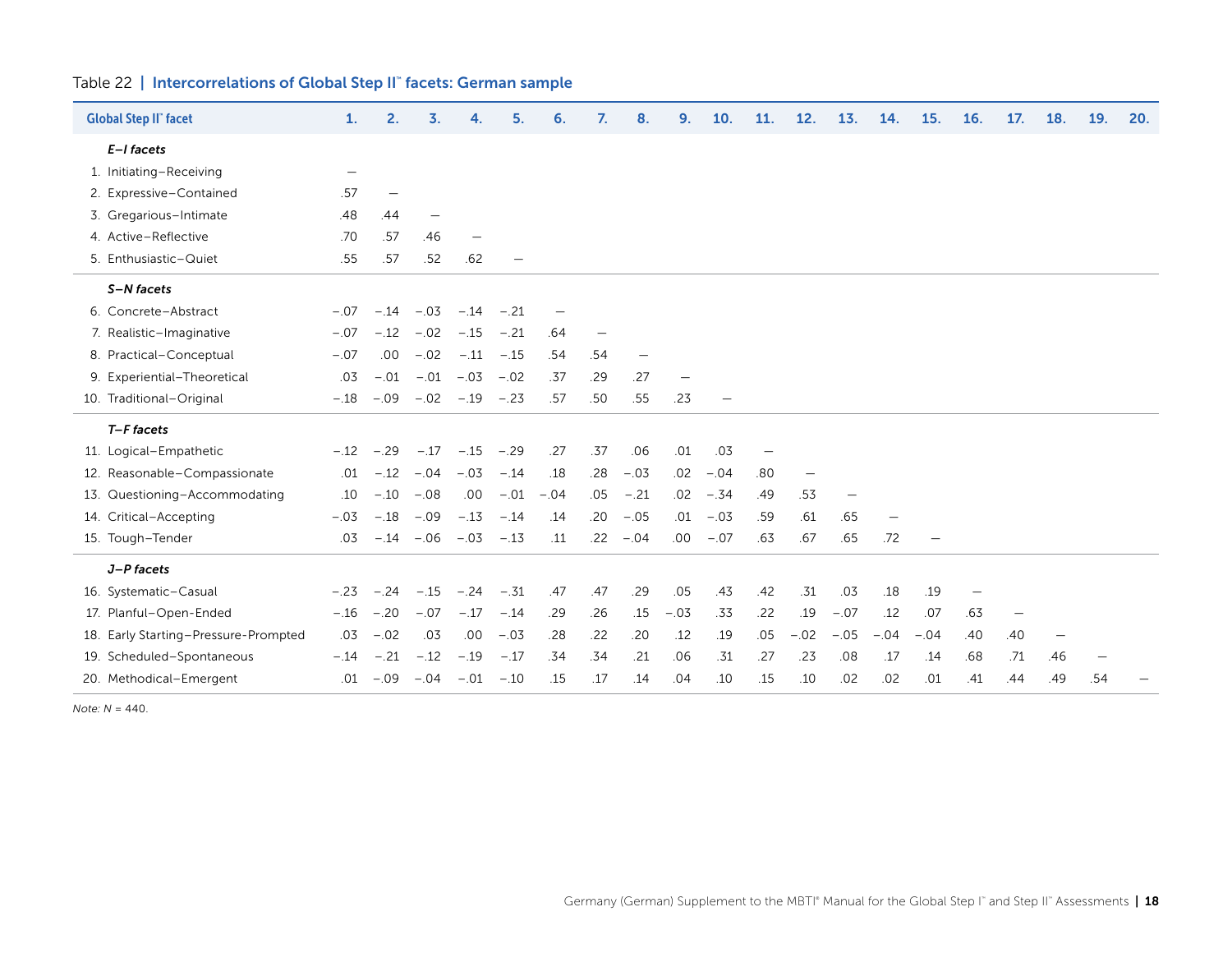Table 22 | **Intercorrelations of Global Step II™ facets: German sample**

| Global Step II™ facet | 1. | 2. | 3. | 4. | 5. | 6. | 7. | 8. | 9. | 10. | 11. | 12. | 13. | 14. | 15. | 16. | 17. | 18. | 19. | 20. |
|---|---|---|---|---|---|---|---|---|---|---|---|---|---|---|---|---|---|---|---|---|
| ***E–I facets*** | | | | | | | | | | | | | | | | | | | | |
| 1. Initiating–Receiving | — | | | | | | | | | | | | | | | | | | | |
| 2. Expressive–Contained | .57 | — | | | | | | | | | | | | | | | | | | |
| 3. Gregarious–Intimate | .48 | .44 | — | | | | | | | | | | | | | | | | | |
| 4. Active–Reflective | .70 | .57 | .46 | — | | | | | | | | | | | | | | | | |
| 5. Enthusiastic–Quiet | .55 | .57 | .52 | .62 | — | | | | | | | | | | | | | | | |
| ***S–N facets*** | | | | | | | | | | | | | | | | | | | | |
| 6. Concrete–Abstract | −.07 | −.14 | −.03 | −.14 | −.21 | — | | | | | | | | | | | | | | |
| 7. Realistic–Imaginative | −.07 | −.12 | −.02 | −.15 | −.21 | .64 | — | | | | | | | | | | | | | |
| 8. Practical–Conceptual | −.07 | .00 | −.02 | −.11 | −.15 | .54 | .54 | — | | | | | | | | | | | | |
| 9. Experiential–Theoretical | .03 | −.01 | −.01 | −.03 | −.02 | .37 | .29 | .27 | — | | | | | | | | | | | |
| 10. Traditional–Original | −.18 | −.09 | −.02 | −.19 | −.23 | .57 | .50 | .55 | .23 | — | | | | | | | | | | |
| ***T–F facets*** | | | | | | | | | | | | | | | | | | | | |
| 11. Logical–Empathetic | −.12 | −.29 | −.17 | −.15 | −.29 | .27 | .37 | .06 | .01 | .03 | — | | | | | | | | | |
| 12. Reasonable–Compassionate | .01 | −.12 | −.04 | −.03 | −.14 | .18 | .28 | −.03 | .02 | −.04 | .80 | — | | | | | | | | |
| 13. Questioning–Accommodating | .10 | −.10 | −.08 | .00 | −.01 | −.04 | .05 | −.21 | .02 | −.34 | .49 | .53 | — | | | | | | | |
| 14. Critical–Accepting | −.03 | −.18 | −.09 | −.13 | −.14 | .14 | .20 | −.05 | .01 | −.03 | .59 | .61 | .65 | — | | | | | | |
| 15. Tough–Tender | .03 | −.14 | −.06 | −.03 | −.13 | .11 | .22 | −.04 | .00 | −.07 | .63 | .67 | .65 | .72 | — | | | | | |
| ***J–P facets*** | | | | | | | | | | | | | | | | | | | | |
| 16. Systematic–Casual | −.23 | −.24 | −.15 | −.24 | −.31 | .47 | .47 | .29 | .05 | .43 | .42 | .31 | .03 | .18 | .19 | — | | | | |
| 17. Planful–Open-Ended | −.16 | −.20 | −.07 | −.17 | −.14 | .29 | .26 | .15 | −.03 | .33 | .22 | .19 | −.07 | .12 | .07 | .63 | — | | | |
| 18. Early Starting–Pressure-Prompted | .03 | −.02 | .03 | .00 | −.03 | .28 | .22 | .20 | .12 | .19 | .05 | −.02 | −.05 | −.04 | −.04 | .40 | .40 | — | | |
| 19. Scheduled–Spontaneous | −.14 | −.21 | −.12 | −.19 | −.17 | .34 | .34 | .21 | .06 | .31 | .27 | .23 | .08 | .17 | .14 | .68 | .71 | .46 | — | |
| 20. Methodical–Emergent | .01 | −.09 | −.04 | −.01 | −.10 | .15 | .17 | .14 | .04 | .10 | .15 | .10 | .02 | .02 | .01 | .41 | .44 | .49 | .54 | — |

*Note: N* = 440.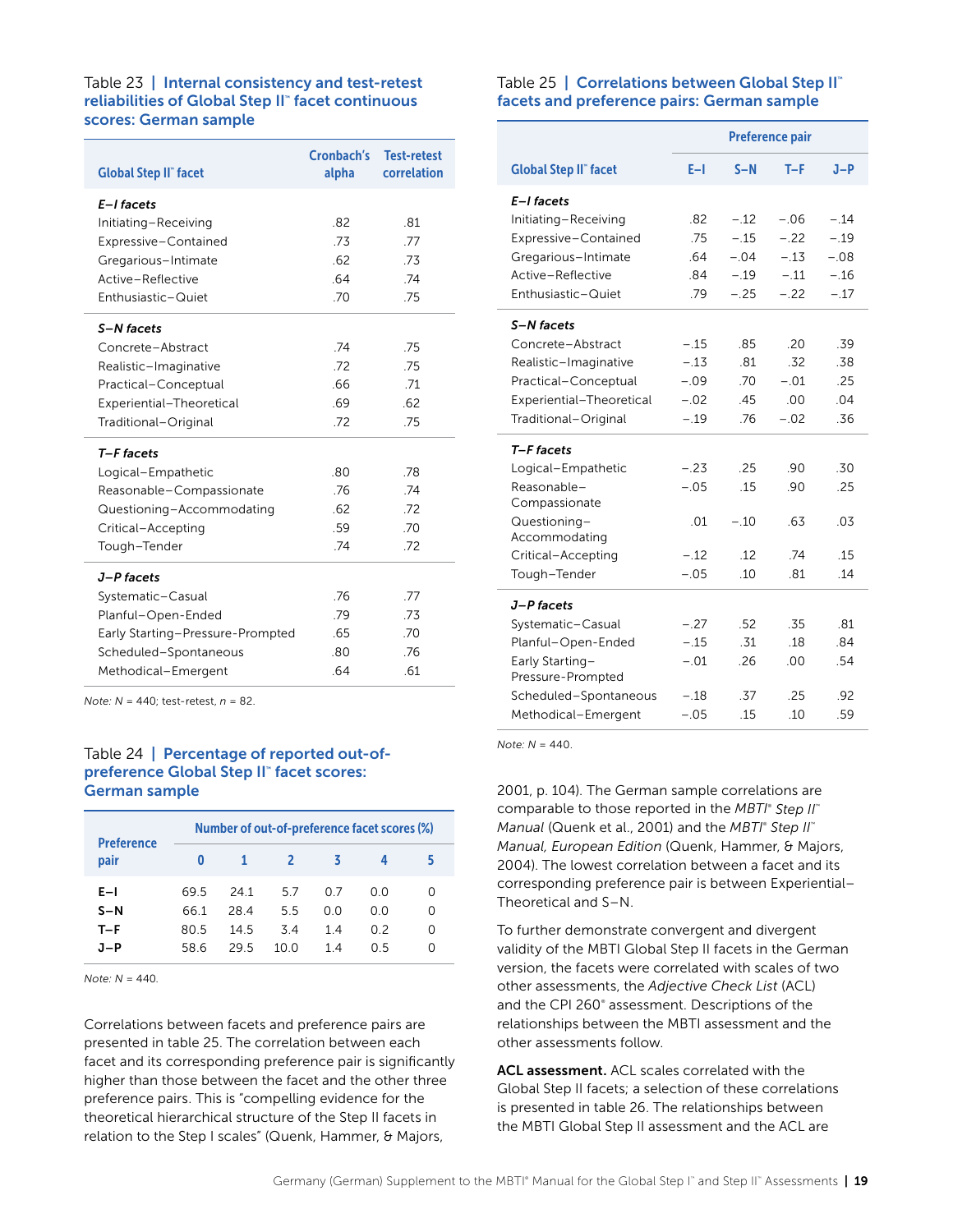Table 23 | **Internal consistency and test-retest reliabilities of Global Step II™ facet continuous scores: German sample**

| Global Step II™ facet | Cronbach's alpha | Test-retest correlation |
|---|---|---|
| ***E–I facets*** | | |
| Initiating–Receiving | .82 | .81 |
| Expressive–Contained | .73 | .77 |
| Gregarious–Intimate | .62 | .73 |
| Active–Reflective | .64 | .74 |
| Enthusiastic–Quiet | .70 | .75 |
| ***S–N facets*** | | |
| Concrete–Abstract | .74 | .75 |
| Realistic–Imaginative | .72 | .75 |
| Practical–Conceptual | .66 | .71 |
| Experiential–Theoretical | .69 | .62 |
| Traditional–Original | .72 | .75 |
| ***T–F facets*** | | |
| Logical–Empathetic | .80 | .78 |
| Reasonable–Compassionate | .76 | .74 |
| Questioning–Accommodating | .62 | .72 |
| Critical–Accepting | .59 | .70 |
| Tough–Tender | .74 | .72 |
| ***J–P facets*** | | |
| Systematic–Casual | .76 | .77 |
| Planful–Open-Ended | .79 | .73 |
| Early Starting–Pressure-Prompted | .65 | .70 |
| Scheduled–Spontaneous | .80 | .76 |
| Methodical–Emergent | .64 | .61 |

*Note: N* = 440; test-retest, *n* = 82.

Table 24 | **Percentage of reported out-of-preference Global Step II™ facet scores: German sample**

| Preference pair | Number of out-of-preference facet scores (%) | | | | | |
|---|---|---|---|---|---|---|
| | 0 | 1 | 2 | 3 | 4 | 5 |
| **E–I** | 69.5 | 24.1 | 5.7 | 0.7 | 0.0 | 0 |
| **S–N** | 66.1 | 28.4 | 5.5 | 0.0 | 0.0 | 0 |
| **T–F** | 80.5 | 14.5 | 3.4 | 1.4 | 0.2 | 0 |
| **J–P** | 58.6 | 29.5 | 10.0 | 1.4 | 0.5 | 0 |

*Note: N* = 440.

Correlations between facets and preference pairs are presented in table 25. The correlation between each facet and its corresponding preference pair is significantly higher than those between the facet and the other three preference pairs. This is "compelling evidence for the theoretical hierarchical structure of the Step II facets in relation to the Step I scales" (Quenk, Hammer, & Majors, 2001, p. 104). The German sample correlations are comparable to those reported in the *MBTI® Step II™ Manual* (Quenk et al., 2001) and the *MBTI® Step II™ Manual, European Edition* (Quenk, Hammer, & Majors, 2004). The lowest correlation between a facet and its corresponding preference pair is between Experiential–Theoretical and S–N.

Table 25 | **Correlations between Global Step II™ facets and preference pairs: German sample**

| Global Step II™ facet | Preference pair | | | |
|---|---|---|---|---|
| | E–I | S–N | T–F | J–P |
| ***E–I facets*** | | | | |
| Initiating–Receiving | .82 | −.12 | −.06 | −.14 |
| Expressive–Contained | .75 | −.15 | −.22 | −.19 |
| Gregarious–Intimate | .64 | −.04 | −.13 | −.08 |
| Active–Reflective | .84 | −.19 | −.11 | −.16 |
| Enthusiastic–Quiet | .79 | −.25 | −.22 | −.17 |
| ***S–N facets*** | | | | |
| Concrete–Abstract | −.15 | .85 | .20 | .39 |
| Realistic–Imaginative | −.13 | .81 | .32 | .38 |
| Practical–Conceptual | −.09 | .70 | −.01 | .25 |
| Experiential–Theoretical | −.02 | .45 | .00 | .04 |
| Traditional–Original | −.19 | .76 | −.02 | .36 |
| ***T–F facets*** | | | | |
| Logical–Empathetic | −.23 | .25 | .90 | .30 |
| Reasonable–Compassionate | −.05 | .15 | .90 | .25 |
| Questioning–Accommodating | .01 | −.10 | .63 | .03 |
| Critical–Accepting | −.12 | .12 | .74 | .15 |
| Tough–Tender | −.05 | .10 | .81 | .14 |
| ***J–P facets*** | | | | |
| Systematic–Casual | −.27 | .52 | .35 | .81 |
| Planful–Open-Ended | −.15 | .31 | .18 | .84 |
| Early Starting–Pressure-Prompted | −.01 | .26 | .00 | .54 |
| Scheduled–Spontaneous | −.18 | .37 | .25 | .92 |
| Methodical–Emergent | −.05 | .15 | .10 | .59 |

*Note: N* = 440.

To further demonstrate convergent and divergent validity of the MBTI Global Step II facets in the German version, the facets were correlated with scales of two other assessments, the *Adjective Check List* (ACL) and the CPI 260® assessment. Descriptions of the relationships between the MBTI assessment and the other assessments follow.

**ACL assessment.** ACL scales correlated with the Global Step II facets; a selection of these correlations is presented in table 26. The relationships between the MBTI Global Step II assessment and the ACL are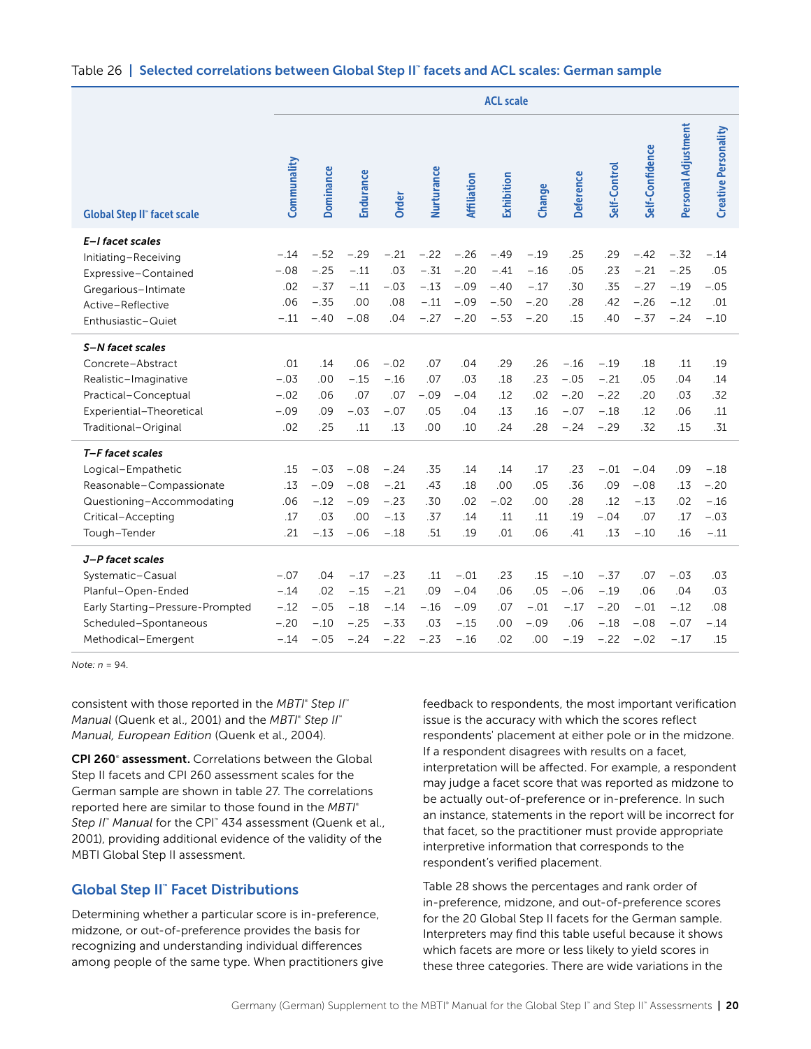Table 26 | **Selected correlations between Global Step II™ facets and ACL scales: German sample**

| Global Step II™ facet scale | Communality | Dominance | Endurance | Order | Nurturance | Affiliation | Exhibition | Change | Deference | Self-Control | Self-Confidence | Personal Adjustment | Creative Personality |
|---|---|---|---|---|---|---|---|---|---|---|---|---|---|
| | ACL scale | | | | | | | | | | | | |
| ***E–I facet scales*** | | | | | | | | | | | | | |
| Initiating–Receiving | −.14 | −.52 | −.29 | −.21 | −.22 | −.26 | −.49 | −.19 | .25 | .29 | −.42 | −.32 | −.14 |
| Expressive–Contained | −.08 | −.25 | −.11 | .03 | −.31 | −.20 | −.41 | −.16 | .05 | .23 | −.21 | −.25 | .05 |
| Gregarious–Intimate | .02 | −.37 | −.11 | −.03 | −.13 | −.09 | −.40 | −.17 | .30 | .35 | −.27 | −.19 | −.05 |
| Active–Reflective | .06 | −.35 | .00 | .08 | −.11 | −.09 | −.50 | −.20 | .28 | .42 | −.26 | −.12 | .01 |
| Enthusiastic–Quiet | −.11 | −.40 | −.08 | .04 | −.27 | −.20 | −.53 | −.20 | .15 | .40 | −.37 | −.24 | −.10 |
| ***S–N facet scales*** | | | | | | | | | | | | | |
| Concrete–Abstract | .01 | .14 | .06 | −.02 | .07 | .04 | .29 | .26 | −.16 | −.19 | .18 | .11 | .19 |
| Realistic–Imaginative | −.03 | .00 | −.15 | −.16 | .07 | .03 | .18 | .23 | −.05 | −.21 | .05 | .04 | .14 |
| Practical–Conceptual | −.02 | .06 | .07 | .07 | −.09 | −.04 | .12 | .02 | −.20 | −.22 | .20 | .03 | .32 |
| Experiential–Theoretical | −.09 | .09 | −.03 | −.07 | .05 | .04 | .13 | .16 | −.07 | −.18 | .12 | .06 | .11 |
| Traditional–Original | .02 | .25 | .11 | .13 | .00 | .10 | .24 | .28 | −.24 | −.29 | .32 | .15 | .31 |
| ***T–F facet scales*** | | | | | | | | | | | | | |
| Logical–Empathetic | .15 | −.03 | −.08 | −.24 | .35 | .14 | .14 | .17 | .23 | −.01 | −.04 | .09 | −.18 |
| Reasonable–Compassionate | .13 | −.09 | −.08 | −.21 | .43 | .18 | .00 | .05 | .36 | .09 | −.08 | .13 | −.20 |
| Questioning–Accommodating | .06 | −.12 | −.09 | −.23 | .30 | .02 | −.02 | .00 | .28 | .12 | −.13 | .02 | −.16 |
| Critical–Accepting | .17 | .03 | .00 | −.13 | .37 | .14 | .11 | .11 | .19 | −.04 | .07 | .17 | −.03 |
| Tough–Tender | .21 | −.13 | −.06 | −.18 | .51 | .19 | .01 | .06 | .41 | .13 | −.10 | .16 | −.11 |
| ***J–P facet scales*** | | | | | | | | | | | | | |
| Systematic–Casual | −.07 | .04 | −.17 | −.23 | .11 | −.01 | .23 | .15 | −.10 | −.37 | .07 | −.03 | .03 |
| Planful–Open-Ended | −.14 | .02 | −.15 | −.21 | .09 | −.04 | .06 | .05 | −.06 | −.19 | .06 | .04 | .03 |
| Early Starting–Pressure-Prompted | −.12 | −.05 | −.18 | −.14 | −.16 | −.09 | .07 | −.01 | −.17 | −.20 | −.01 | −.12 | .08 |
| Scheduled–Spontaneous | −.20 | −.10 | −.25 | −.33 | .03 | −.15 | .00 | −.09 | .06 | −.18 | −.08 | −.07 | −.14 |
| Methodical–Emergent | −.14 | −.05 | −.24 | −.22 | −.23 | −.16 | .02 | .00 | −.19 | −.22 | −.02 | −.17 | .15 |

*Note: n* = 94.

consistent with those reported in the *MBTI® Step II™ Manual* (Quenk et al., 2001) and the *MBTI® Step II™ Manual, European Edition* (Quenk et al., 2004).

**CPI 260® assessment.** Correlations between the Global Step II facets and CPI 260 assessment scales for the German sample are shown in table 27. The correlations reported here are similar to those found in the *MBTI® Step II™ Manual* for the CPI™ 434 assessment (Quenk et al., 2001), providing additional evidence of the validity of the MBTI Global Step II assessment.

## Global Step II™ Facet Distributions

Determining whether a particular score is in-preference, midzone, or out-of-preference provides the basis for recognizing and understanding individual differences among people of the same type. When practitioners give feedback to respondents, the most important verification issue is the accuracy with which the scores reflect respondents' placement at either pole or in the midzone. If a respondent disagrees with results on a facet, interpretation will be affected. For example, a respondent may judge a facet score that was reported as midzone to be actually out-of-preference or in-preference. In such an instance, statements in the report will be incorrect for that facet, so the practitioner must provide appropriate interpretive information that corresponds to the respondent's verified placement.

Table 28 shows the percentages and rank order of in-preference, midzone, and out-of-preference scores for the 20 Global Step II facets for the German sample. Interpreters may find this table useful because it shows which facets are more or less likely to yield scores in these three categories. There are wide variations in the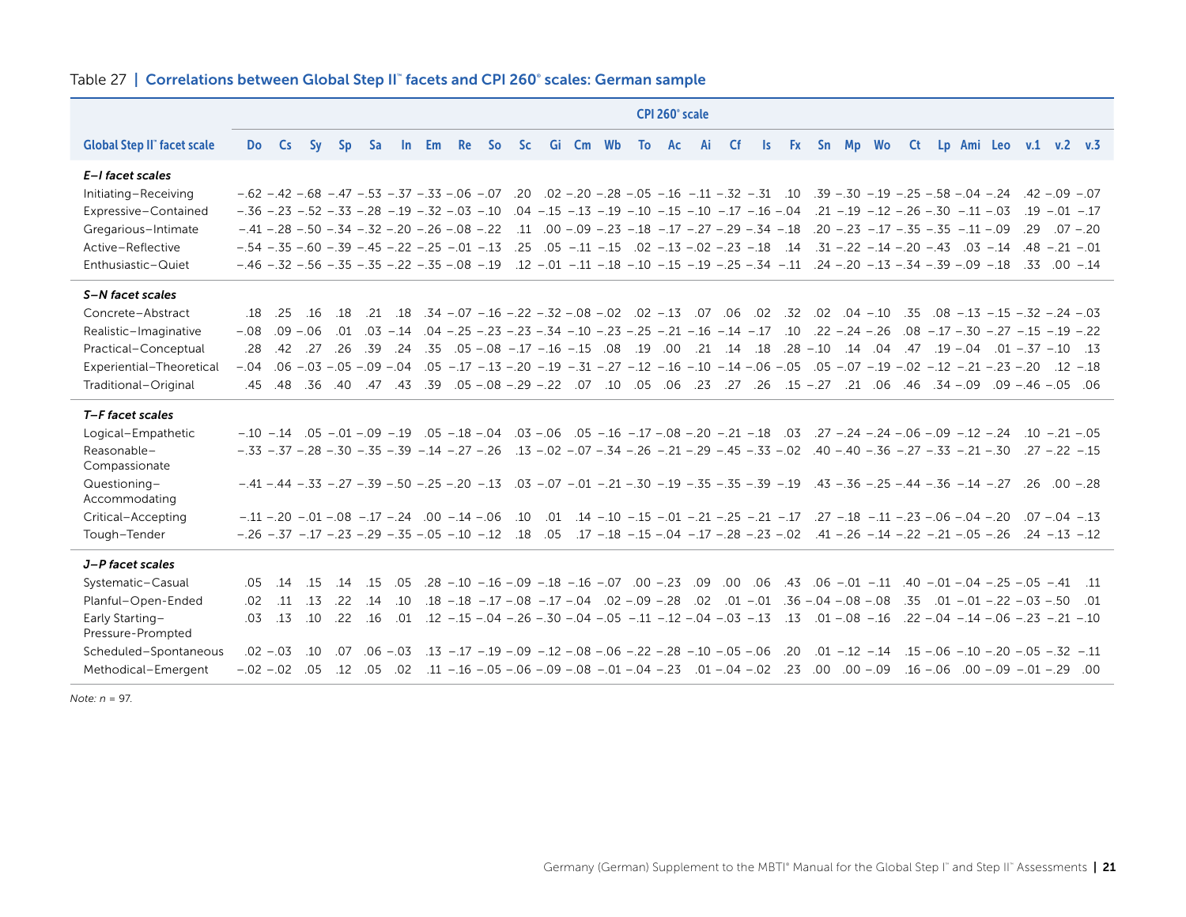Table 27 | **Correlations between Global Step II™ facets and CPI 260® scales: German sample**

| Global Step II™ facet scale | Do | Cs | Sy | Sp | Sa | In | Em | Re | So | Sc | Gi | Cm | Wb | To | Ac | Ai | Cf | Is | Fx | Sn | Mp | Wo | Ct | Lp | Ami | Leo | v.1 | v.2 | v.3 |
|---|---|---|---|---|---|---|---|---|---|---|---|---|---|---|---|---|---|---|---|---|---|---|---|---|---|---|---|---|---|
| ***E–I facet scales*** | | | | | | | | | | | | | | | | | | | | | | | | | | | | | |
| Initiating–Receiving | −.62 | −.42 | −.68 | −.47 | −.53 | −.37 | −.33 | −.06 | −.07 | .20 | .02 | −.20 | −.28 | −.05 | −.16 | −.11 | −.32 | −.31 | .10 | .39 | −.30 | −.19 | −.25 | −.58 | −.04 | −.24 | .42 | −.09 | −.07 |
| Expressive–Contained | −.36 | −.23 | −.52 | −.33 | −.28 | −.19 | −.32 | −.03 | −.10 | .04 | −.15 | −.13 | −.19 | −.10 | −.15 | −.10 | −.17 | −.16 | −.04 | .21 | −.19 | −.12 | −.26 | −.30 | −.11 | −.03 | .19 | −.01 | −.17 |
| Gregarious–Intimate | −.41 | −.28 | −.50 | −.34 | −.32 | −.20 | −.26 | −.08 | −.22 | .11 | .00 | −.09 | −.23 | −.18 | −.17 | −.27 | −.29 | −.34 | −.18 | .20 | −.23 | −.17 | −.35 | −.35 | −.11 | −.09 | .29 | .07 | −.20 |
| Active–Reflective | −.54 | −.35 | −.60 | −.39 | −.45 | −.22 | −.25 | −.01 | −.13 | .25 | .05 | −.11 | −.15 | .02 | −.13 | −.02 | −.23 | −.18 | .14 | .31 | −.22 | −.14 | −.20 | −.43 | .03 | −.14 | .48 | −.21 | −.01 |
| Enthusiastic–Quiet | −.46 | −.32 | −.56 | −.35 | −.35 | −.22 | −.35 | −.08 | −.19 | .12 | −.01 | −.11 | −.18 | −.10 | −.15 | −.19 | −.25 | −.34 | −.11 | .24 | −.20 | −.13 | −.34 | −.39 | −.09 | −.18 | .33 | .00 | −.14 |
| ***S–N facet scales*** | | | | | | | | | | | | | | | | | | | | | | | | | | | | | |
| Concrete–Abstract | .18 | .25 | .16 | .18 | .21 | .18 | .34 | −.07 | −.16 | −.22 | −.32 | −.08 | −.02 | .02 | −.13 | .07 | .06 | .02 | .32 | .02 | .04 | −.10 | .35 | .08 | −.13 | −.15 | −.32 | −.24 | −.03 |
| Realistic–Imaginative | −.08 | .09 | −.06 | .01 | .03 | −.14 | .04 | −.25 | −.23 | −.23 | −.34 | −.10 | −.23 | −.25 | −.21 | −.16 | −.14 | −.17 | .10 | .22 | −.24 | −.26 | .08 | −.17 | −.30 | −.27 | −.15 | −.19 | −.22 |
| Practical–Conceptual | .28 | .42 | .27 | .26 | .39 | .24 | .35 | .05 | −.08 | −.17 | −.16 | −.15 | .08 | .19 | .00 | .21 | .14 | .18 | .28 | −.10 | .14 | .04 | .47 | .19 | −.04 | .01 | −.37 | −.10 | .13 |
| Experiential–Theoretical | −.04 | .06 | −.03 | −.05 | −.09 | −.04 | .05 | −.17 | −.13 | −.20 | −.19 | −.31 | −.27 | −.12 | −.16 | −.10 | −.14 | −.06 | −.05 | .05 | −.07 | −.19 | −.02 | −.12 | −.21 | −.23 | −.20 | .12 | −.18 |
| Traditional–Original | .45 | .48 | .36 | .40 | .47 | .43 | .39 | .05 | −.08 | −.29 | −.22 | .07 | .10 | .05 | .06 | .23 | .27 | .26 | .15 | −.27 | .21 | .06 | .46 | .34 | −.09 | .09 | −.46 | −.05 | .06 |
| ***T–F facet scales*** | | | | | | | | | | | | | | | | | | | | | | | | | | | | | |
| Logical–Empathetic | −.10 | −.14 | .05 | −.01 | −.09 | −.19 | .05 | −.18 | −.04 | .03 | −.06 | .05 | −.16 | −.17 | −.08 | −.20 | −.21 | −.18 | .03 | .27 | −.24 | −.24 | −.06 | −.09 | −.12 | −.24 | .10 | −.21 | −.05 |
| Reasonable–Compassionate | −.33 | −.37 | −.28 | −.30 | −.35 | −.39 | −.14 | −.27 | −.26 | .13 | −.02 | −.07 | −.34 | −.26 | −.21 | −.29 | −.45 | −.33 | −.02 | .40 | −.40 | −.36 | −.27 | −.33 | −.21 | −.30 | .27 | −.22 | −.15 |
| Questioning–Accommodating | −.41 | −.44 | −.33 | −.27 | −.39 | −.50 | −.25 | −.20 | −.13 | .03 | −.07 | −.01 | −.21 | −.30 | −.19 | −.35 | −.35 | −.39 | −.19 | .43 | −.36 | −.25 | −.44 | −.36 | −.14 | −.27 | .26 | .00 | −.28 |
| Critical–Accepting | −.11 | −.20 | −.01 | −.08 | −.17 | −.24 | .00 | −.14 | −.06 | .10 | .01 | .14 | −.10 | −.15 | −.01 | −.21 | −.25 | −.21 | −.17 | .27 | −.18 | −.11 | −.23 | −.06 | −.04 | −.20 | .07 | −.04 | −.13 |
| Tough–Tender | −.26 | −.37 | −.17 | −.23 | −.29 | −.35 | −.05 | −.10 | −.12 | .18 | .05 | .17 | −.18 | −.15 | −.04 | −.17 | −.28 | −.23 | −.02 | .41 | −.26 | −.14 | −.22 | −.21 | −.05 | −.26 | .24 | −.13 | −.12 |
| ***J–P facet scales*** | | | | | | | | | | | | | | | | | | | | | | | | | | | | | |
| Systematic–Casual | .05 | .14 | .15 | .14 | .15 | .05 | .28 | −.10 | −.16 | −.09 | −.18 | −.16 | −.07 | .00 | −.23 | .09 | .00 | .06 | .43 | .06 | −.01 | −.11 | .40 | −.01 | −.04 | −.25 | −.05 | −.41 | .11 |
| Planful–Open-Ended | .02 | .11 | .13 | .22 | .14 | .10 | .18 | −.18 | −.17 | −.08 | −.17 | −.04 | .02 | −.09 | −.28 | .02 | .01 | −.01 | .36 | −.04 | −.08 | −.08 | .35 | .01 | −.01 | −.22 | −.03 | −.50 | .01 |
| Early Starting–Pressure-Prompted | .03 | .13 | .10 | .22 | .16 | .01 | .12 | −.15 | −.04 | −.26 | −.30 | −.04 | −.05 | −.11 | −.12 | −.04 | −.03 | −.13 | .13 | .01 | −.08 | −.16 | .22 | −.04 | −.14 | −.06 | −.23 | −.21 | −.10 |
| Scheduled–Spontaneous | .02 | −.03 | .10 | .07 | .06 | −.03 | .13 | −.17 | −.19 | −.09 | −.12 | −.08 | −.06 | −.22 | −.28 | −.10 | −.05 | −.06 | .20 | .01 | −.12 | −.14 | .15 | −.06 | −.10 | −.20 | −.05 | −.32 | −.11 |
| Methodical–Emergent | −.02 | −.02 | .05 | .12 | .05 | .02 | .11 | −.16 | −.05 | −.06 | −.09 | −.08 | −.01 | −.04 | −.23 | .01 | −.04 | −.02 | .23 | .00 | .00 | −.09 | .16 | −.06 | .00 | −.09 | −.01 | −.29 | .00 |

*Note: n* = 97.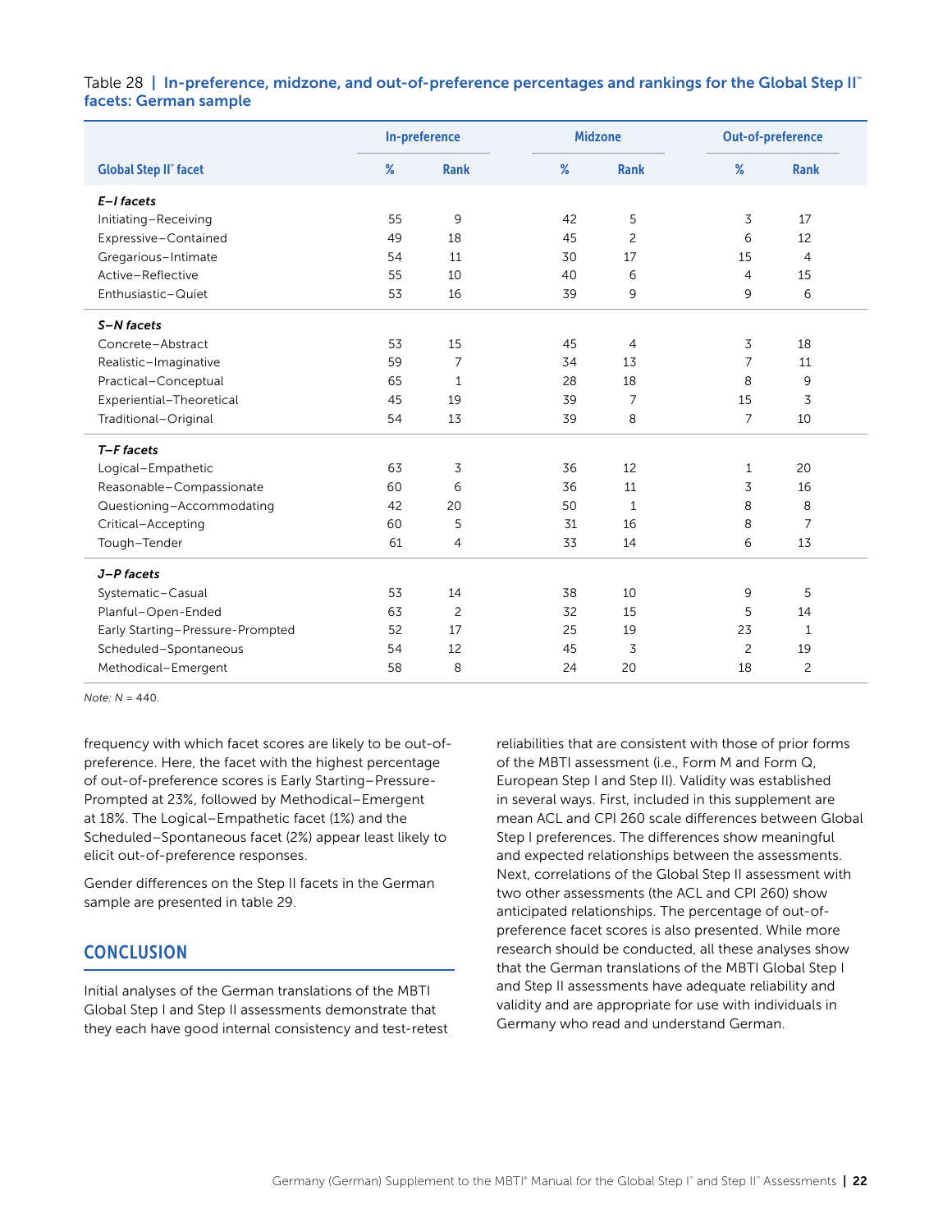Table 28 | **In-preference, midzone, and out-of-preference percentages and rankings for the Global Step II™ facets: German sample**

| Global Step II™ facet | In-preference % | In-preference Rank | Midzone % | Midzone Rank | Out-of-preference % | Out-of-preference Rank |
|---|---|---|---|---|---|---|
| ***E–I facets*** | | | | | | |
| Initiating–Receiving | 55 | 9 | 42 | 5 | 3 | 17 |
| Expressive–Contained | 49 | 18 | 45 | 2 | 6 | 12 |
| Gregarious–Intimate | 54 | 11 | 30 | 17 | 15 | 4 |
| Active–Reflective | 55 | 10 | 40 | 6 | 4 | 15 |
| Enthusiastic–Quiet | 53 | 16 | 39 | 9 | 9 | 6 |
| ***S–N facets*** | | | | | | |
| Concrete–Abstract | 53 | 15 | 45 | 4 | 3 | 18 |
| Realistic–Imaginative | 59 | 7 | 34 | 13 | 7 | 11 |
| Practical–Conceptual | 65 | 1 | 28 | 18 | 8 | 9 |
| Experiential–Theoretical | 45 | 19 | 39 | 7 | 15 | 3 |
| Traditional–Original | 54 | 13 | 39 | 8 | 7 | 10 |
| ***T–F facets*** | | | | | | |
| Logical–Empathetic | 63 | 3 | 36 | 12 | 1 | 20 |
| Reasonable–Compassionate | 60 | 6 | 36 | 11 | 3 | 16 |
| Questioning–Accommodating | 42 | 20 | 50 | 1 | 8 | 8 |
| Critical–Accepting | 60 | 5 | 31 | 16 | 8 | 7 |
| Tough–Tender | 61 | 4 | 33 | 14 | 6 | 13 |
| ***J–P facets*** | | | | | | |
| Systematic–Casual | 53 | 14 | 38 | 10 | 9 | 5 |
| Planful–Open-Ended | 63 | 2 | 32 | 15 | 5 | 14 |
| Early Starting–Pressure-Prompted | 52 | 17 | 25 | 19 | 23 | 1 |
| Scheduled–Spontaneous | 54 | 12 | 45 | 3 | 2 | 19 |
| Methodical–Emergent | 58 | 8 | 24 | 20 | 18 | 2 |

*Note: N* = 440.

frequency with which facet scores are likely to be out-of-preference. Here, the facet with the highest percentage of out-of-preference scores is Early Starting–Pressure-Prompted at 23%, followed by Methodical–Emergent at 18%. The Logical–Empathetic facet (1%) and the Scheduled–Spontaneous facet (2%) appear least likely to elicit out-of-preference responses.

Gender differences on the Step II facets in the German sample are presented in table 29.

## CONCLUSION

Initial analyses of the German translations of the MBTI Global Step I and Step II assessments demonstrate that they each have good internal consistency and test-retest reliabilities that are consistent with those of prior forms of the MBTI assessment (i.e., Form M and Form Q, European Step I and Step II). Validity was established in several ways. First, included in this supplement are mean ACL and CPI 260 scale differences between Global Step I preferences. The differences show meaningful and expected relationships between the assessments. Next, correlations of the Global Step II assessment with two other assessments (the ACL and CPI 260) show anticipated relationships. The percentage of out-of-preference facet scores is also presented. While more research should be conducted, all these analyses show that the German translations of the MBTI Global Step I and Step II assessments have adequate reliability and validity and are appropriate for use with individuals in Germany who read and understand German.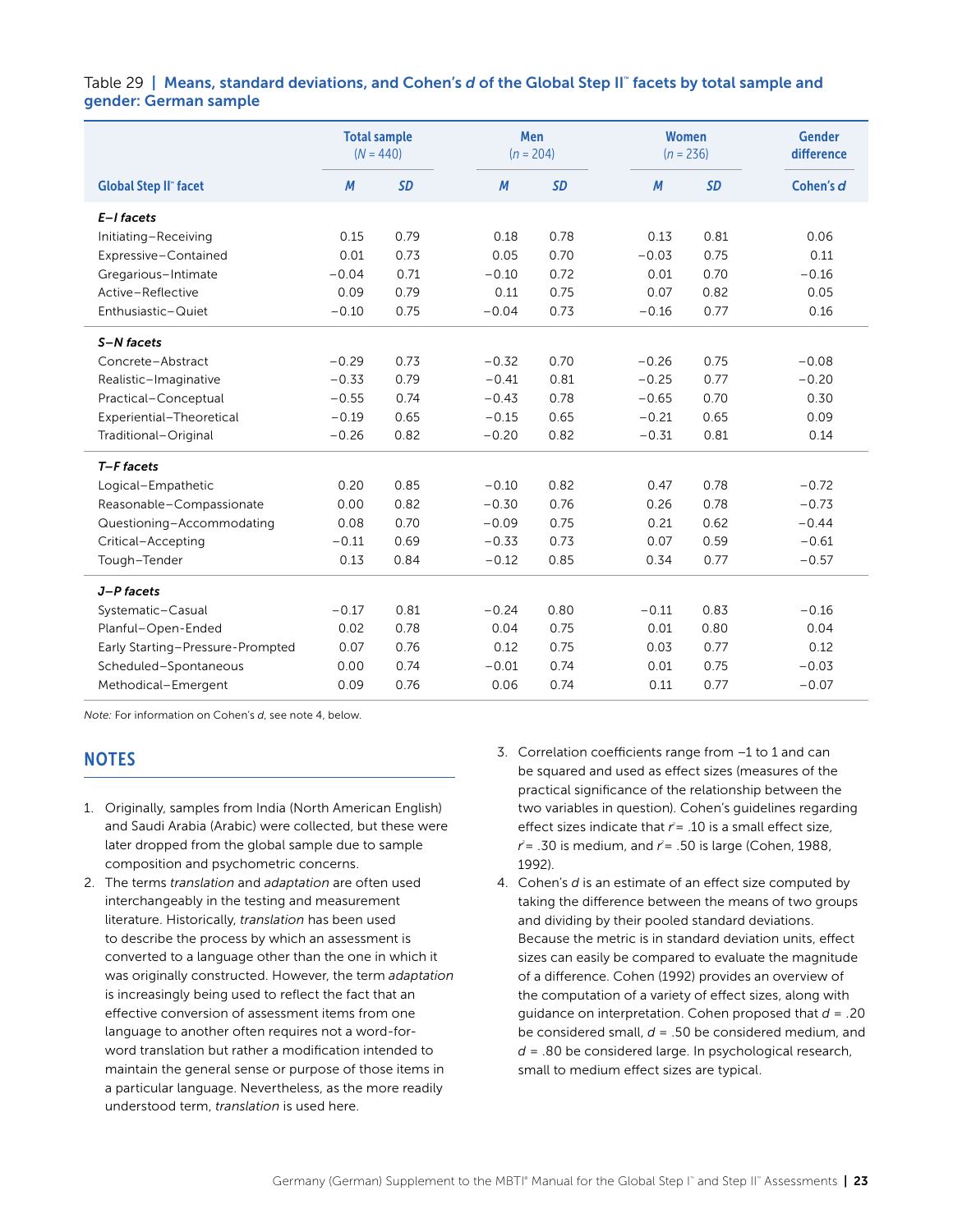Table 29 | **Means, standard deviations, and Cohen's *d* of the Global Step II™ facets by total sample and gender: German sample**

| | Total sample (*N* = 440) | | Men (*n* = 204) | | Women (*n* = 236) | | Gender difference |
|---|---|---|---|---|---|---|---|
| **Global Step II™ facet** | ***M*** | ***SD*** | ***M*** | ***SD*** | ***M*** | ***SD*** | **Cohen's *d*** |
| ***E–I facets*** | | | | | | | |
| Initiating–Receiving | 0.15 | 0.79 | 0.18 | 0.78 | 0.13 | 0.81 | 0.06 |
| Expressive–Contained | 0.01 | 0.73 | 0.05 | 0.70 | −0.03 | 0.75 | 0.11 |
| Gregarious–Intimate | −0.04 | 0.71 | −0.10 | 0.72 | 0.01 | 0.70 | −0.16 |
| Active–Reflective | 0.09 | 0.79 | 0.11 | 0.75 | 0.07 | 0.82 | 0.05 |
| Enthusiastic–Quiet | −0.10 | 0.75 | −0.04 | 0.73 | −0.16 | 0.77 | 0.16 |
| ***S–N facets*** | | | | | | | |
| Concrete–Abstract | −0.29 | 0.73 | −0.32 | 0.70 | −0.26 | 0.75 | −0.08 |
| Realistic–Imaginative | −0.33 | 0.79 | −0.41 | 0.81 | −0.25 | 0.77 | −0.20 |
| Practical–Conceptual | −0.55 | 0.74 | −0.43 | 0.78 | −0.65 | 0.70 | 0.30 |
| Experiential–Theoretical | −0.19 | 0.65 | −0.15 | 0.65 | −0.21 | 0.65 | 0.09 |
| Traditional–Original | −0.26 | 0.82 | −0.20 | 0.82 | −0.31 | 0.81 | 0.14 |
| ***T–F facets*** | | | | | | | |
| Logical–Empathetic | 0.20 | 0.85 | −0.10 | 0.82 | 0.47 | 0.78 | −0.72 |
| Reasonable–Compassionate | 0.00 | 0.82 | −0.30 | 0.76 | 0.26 | 0.78 | −0.73 |
| Questioning–Accommodating | 0.08 | 0.70 | −0.09 | 0.75 | 0.21 | 0.62 | −0.44 |
| Critical–Accepting | −0.11 | 0.69 | −0.33 | 0.73 | 0.07 | 0.59 | −0.61 |
| Tough–Tender | 0.13 | 0.84 | −0.12 | 0.85 | 0.34 | 0.77 | −0.57 |
| ***J–P facets*** | | | | | | | |
| Systematic–Casual | −0.17 | 0.81 | −0.24 | 0.80 | −0.11 | 0.83 | −0.16 |
| Planful–Open-Ended | 0.02 | 0.78 | 0.04 | 0.75 | 0.01 | 0.80 | 0.04 |
| Early Starting–Pressure-Prompted | 0.07 | 0.76 | 0.12 | 0.75 | 0.03 | 0.77 | 0.12 |
| Scheduled–Spontaneous | 0.00 | 0.74 | −0.01 | 0.74 | 0.01 | 0.75 | −0.03 |
| Methodical–Emergent | 0.09 | 0.76 | 0.06 | 0.74 | 0.11 | 0.77 | −0.07 |

*Note:* For information on Cohen's *d*, see note 4, below.

## NOTES

1. Originally, samples from India (North American English) and Saudi Arabia (Arabic) were collected, but these were later dropped from the global sample due to sample composition and psychometric concerns.
2. The terms *translation* and *adaptation* are often used interchangeably in the testing and measurement literature. Historically, *translation* has been used to describe the process by which an assessment is converted to a language other than the one in which it was originally constructed. However, the term *adaptation* is increasingly being used to reflect the fact that an effective conversion of assessment items from one language to another often requires not a word-for-word translation but rather a modification intended to maintain the general sense or purpose of those items in a particular language. Nevertheless, as the more readily understood term, *translation* is used here.
3. Correlation coefficients range from –1 to 1 and can be squared and used as effect sizes (measures of the practical significance of the relationship between the two variables in question). Cohen's guidelines regarding effect sizes indicate that $r^2$ = .10 is a small effect size, $r^2$ = .30 is medium, and $r^2$ = .50 is large (Cohen, 1988, 1992).
4. Cohen's *d* is an estimate of an effect size computed by taking the difference between the means of two groups and dividing by their pooled standard deviations. Because the metric is in standard deviation units, effect sizes can easily be compared to evaluate the magnitude of a difference. Cohen (1992) provides an overview of the computation of a variety of effect sizes, along with guidance on interpretation. Cohen proposed that $d$ = .20 be considered small, $d$ = .50 be considered medium, and $d$ = .80 be considered large. In psychological research, small to medium effect sizes are typical.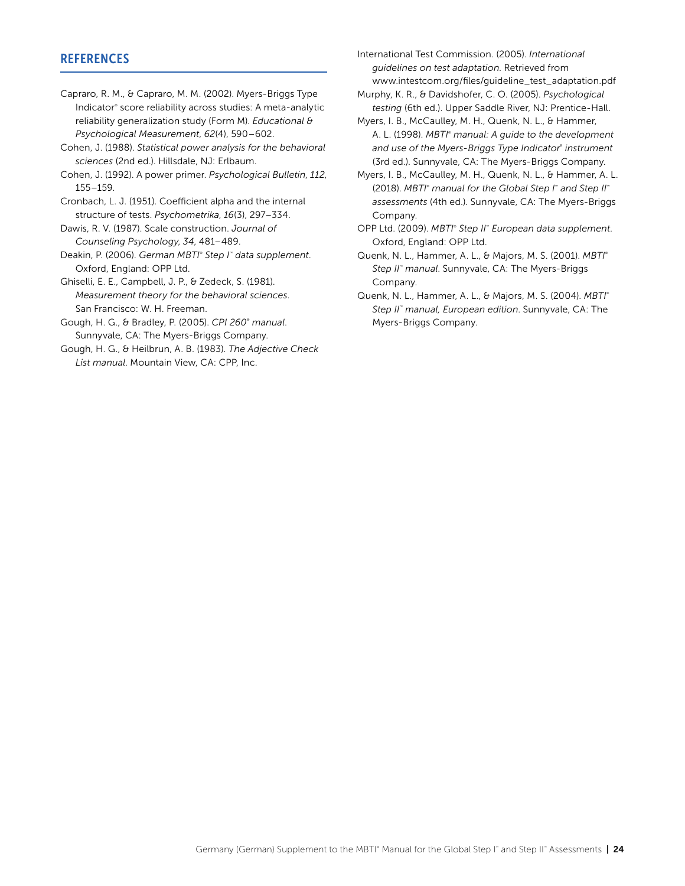## REFERENCES

Capraro, R. M., & Capraro, M. M. (2002). Myers-Briggs Type Indicator® score reliability across studies: A meta-analytic reliability generalization study (Form M). *Educational & Psychological Measurement*, *62*(4), 590–602.

Cohen, J. (1988). *Statistical power analysis for the behavioral sciences* (2nd ed.). Hillsdale, NJ: Erlbaum.

Cohen, J. (1992). A power primer. *Psychological Bulletin*, *112*, 155–159.

Cronbach, L. J. (1951). Coefficient alpha and the internal structure of tests. *Psychometrika*, *16*(3), 297–334.

Dawis, R. V. (1987). Scale construction. *Journal of Counseling Psychology*, *34*, 481–489.

Deakin, P. (2006). *German MBTI® Step I™ data supplement*. Oxford, England: OPP Ltd.

Ghiselli, E. E., Campbell, J. P., & Zedeck, S. (1981). *Measurement theory for the behavioral sciences*. San Francisco: W. H. Freeman.

Gough, H. G., & Bradley, P. (2005). *CPI 260® manual*. Sunnyvale, CA: The Myers-Briggs Company.

Gough, H. G., & Heilbrun, A. B. (1983). *The Adjective Check List manual*. Mountain View, CA: CPP, Inc.

International Test Commission. (2005). *International guidelines on test adaptation*. Retrieved from www.intestcom.org/files/guideline_test_adaptation.pdf

Murphy, K. R., & Davidshofer, C. O. (2005). *Psychological testing* (6th ed.). Upper Saddle River, NJ: Prentice-Hall.

Myers, I. B., McCaulley, M. H., Quenk, N. L., & Hammer, A. L. (1998). *MBTI® manual: A guide to the development and use of the Myers-Briggs Type Indicator® instrument* (3rd ed.). Sunnyvale, CA: The Myers-Briggs Company.

Myers, I. B., McCaulley, M. H., Quenk, N. L., & Hammer, A. L. (2018). *MBTI® manual for the Global Step I™ and Step II™ assessments* (4th ed.). Sunnyvale, CA: The Myers-Briggs Company.

OPP Ltd. (2009). *MBTI® Step II™ European data supplement*. Oxford, England: OPP Ltd.

Quenk, N. L., Hammer, A. L., & Majors, M. S. (2001). *MBTI® Step II™ manual*. Sunnyvale, CA: The Myers-Briggs Company.

Quenk, N. L., Hammer, A. L., & Majors, M. S. (2004). *MBTI® Step II™ manual, European edition*. Sunnyvale, CA: The Myers-Briggs Company.